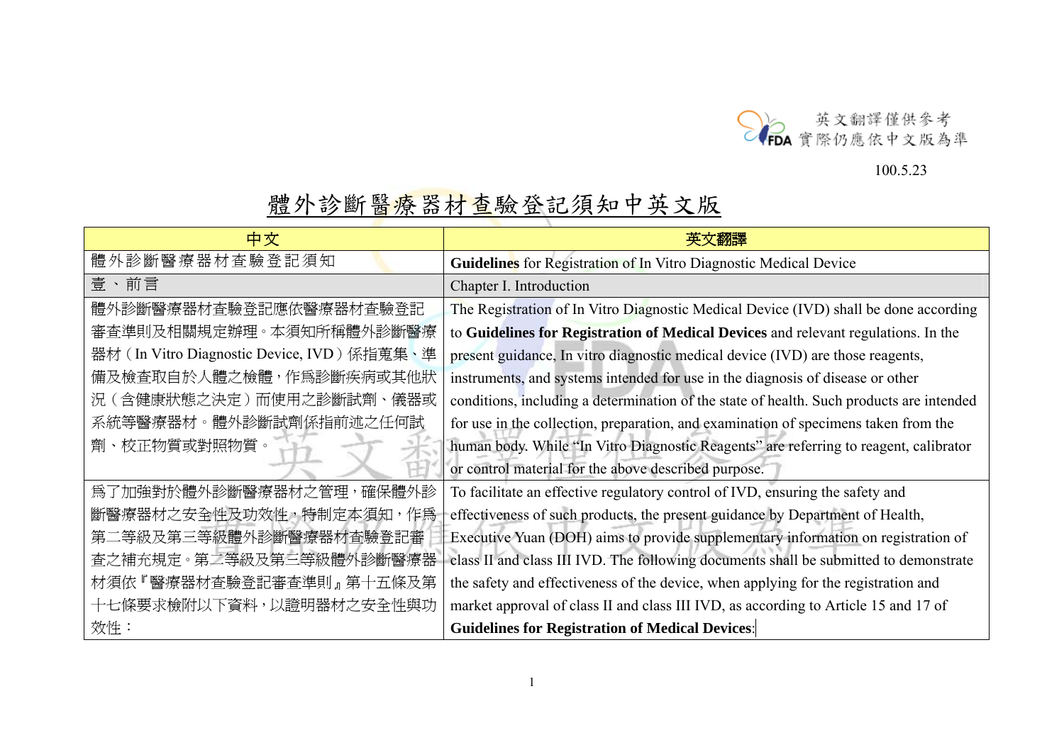英文翻譯僅供參考
實際仍應依中文版為準

100.5.23

# 體外診斷醫療器材查驗登記須知中英文版

| 中文 | 英文翻譯 |
|---|---|
| 體外診斷醫療器材查驗登記須知 | **Guidelines** for Registration of In Vitro Diagnostic Medical Device |
| 壹、前言 | Chapter I. Introduction |
| 體外診斷醫療器材查驗登記應依醫療器材查驗登記審查準則及相關規定辦理。本須知所稱體外診斷醫療器材（In Vitro Diagnostic Device, IVD）係指蒐集、準備及檢查取自於人體之檢體，作為診斷疾病或其他狀況（含健康狀態之決定）而使用之診斷試劑、儀器或系統等醫療器材。體外診斷試劑係指前述之任何試劑、校正物質或對照物質。 | The Registration of In Vitro Diagnostic Medical Device (IVD) shall be done according to **Guidelines for Registration of Medical Devices** and relevant regulations. In the present guidance, In vitro diagnostic medical device (IVD) are those reagents, instruments, and systems intended for use in the diagnosis of disease or other conditions, including a determination of the state of health. Such products are intended for use in the collection, preparation, and examination of specimens taken from the human body. While "In Vitro Diagnostic Reagents" are referring to reagent, calibrator or control material for the above described purpose. |
| 為了加強對於體外診斷醫療器材之管理，確保體外診斷醫療器材之安全性及功效性，特制定本須知，作為第二等級及第三等級體外診斷醫療器材查驗登記審查之補充規定。第二等級及第三等級體外診斷醫療器材須依『醫療器材查驗登記審查準則』第十五條及第十七條要求檢附以下資料，以證明器材之安全性與功效性： | To facilitate an effective regulatory control of IVD, ensuring the safety and effectiveness of such products, the present guidance by Department of Health, Executive Yuan (DOH) aims to provide supplementary information on registration of class II and class III IVD. The following documents shall be submitted to demonstrate the safety and effectiveness of the device, when applying for the registration and market approval of class II and class III IVD, as according to Article 15 and 17 of **Guidelines for Registration of Medical Devices**: |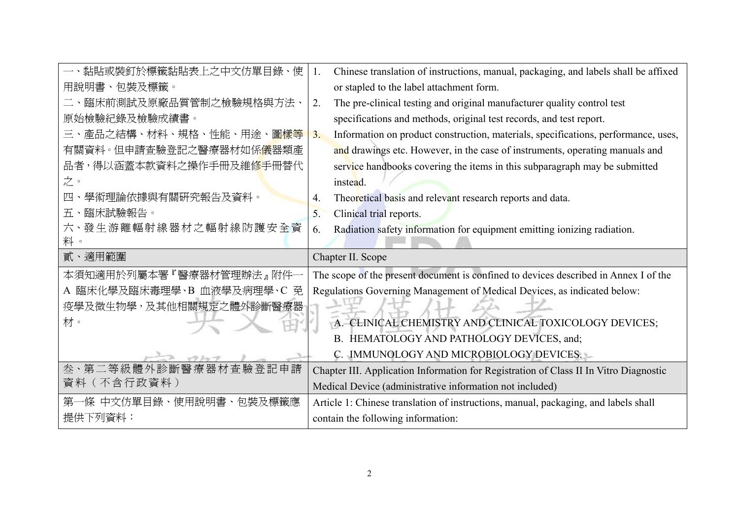| | |
|---|---|
| 一、黏貼或裝釘於標籤黏貼表上之中文仿單目錄、使用說明書、包裝及標籤。<br>二、臨床前測試及原廠品質管制之檢驗規格與方法、原始檢驗紀錄及檢驗成績書。<br>三、產品之結構、材料、規格、性能、用途、圖樣等有關資料。但申請查驗登記之醫療器材如係儀器類產品者，得以涵蓋本款資料之操作手冊及維修手冊替代之。<br>四、學術理論依據與有關研究報告及資料。<br>五、臨床試驗報告。<br>六、發生游離輻射線器材之輻射線防護安全資料。 | 1. Chinese translation of instructions, manual, packaging, and labels shall be affixed or stapled to the label attachment form.<br>2. The pre-clinical testing and original manufacturer quality control test specifications and methods, original test records, and test report.<br>3. Information on product construction, materials, specifications, performance, uses, and drawings etc. However, in the case of instruments, operating manuals and service handbooks covering the items in this subparagraph may be submitted instead.<br>4. Theoretical basis and relevant research reports and data.<br>5. Clinical trial reports.<br>6. Radiation safety information for equipment emitting ionizing radiation. |
| 貳、適用範圍 | Chapter II. Scope |
| 本須知適用於列屬本署『醫療器材管理辦法』附件一 A 臨床化學及臨床毒理學、B 血液學及病理學、C 免疫學及微生物學，及其他相關規定之體外診斷醫療器材。 | The scope of the present document is confined to devices described in Annex I of the Regulations Governing Management of Medical Devices, as indicated below:<br><br>A. CLINICAL CHEMISTRY AND CLINICAL TOXICOLOGY DEVICES;<br>B. HEMATOLOGY AND PATHOLOGY DEVICES, and;<br>C. IMMUNOLOGY AND MICROBIOLOGY DEVICES. |
| 叁、第二等級體外診斷醫療器材查驗登記申請資料（不含行政資料） | Chapter III. Application Information for Registration of Class II In Vitro Diagnostic Medical Device (administrative information not included) |
| 第一條 中文仿單目錄、使用說明書、包裝及標籤應提供下列資料： | Article 1: Chinese translation of instructions, manual, packaging, and labels shall contain the following information: |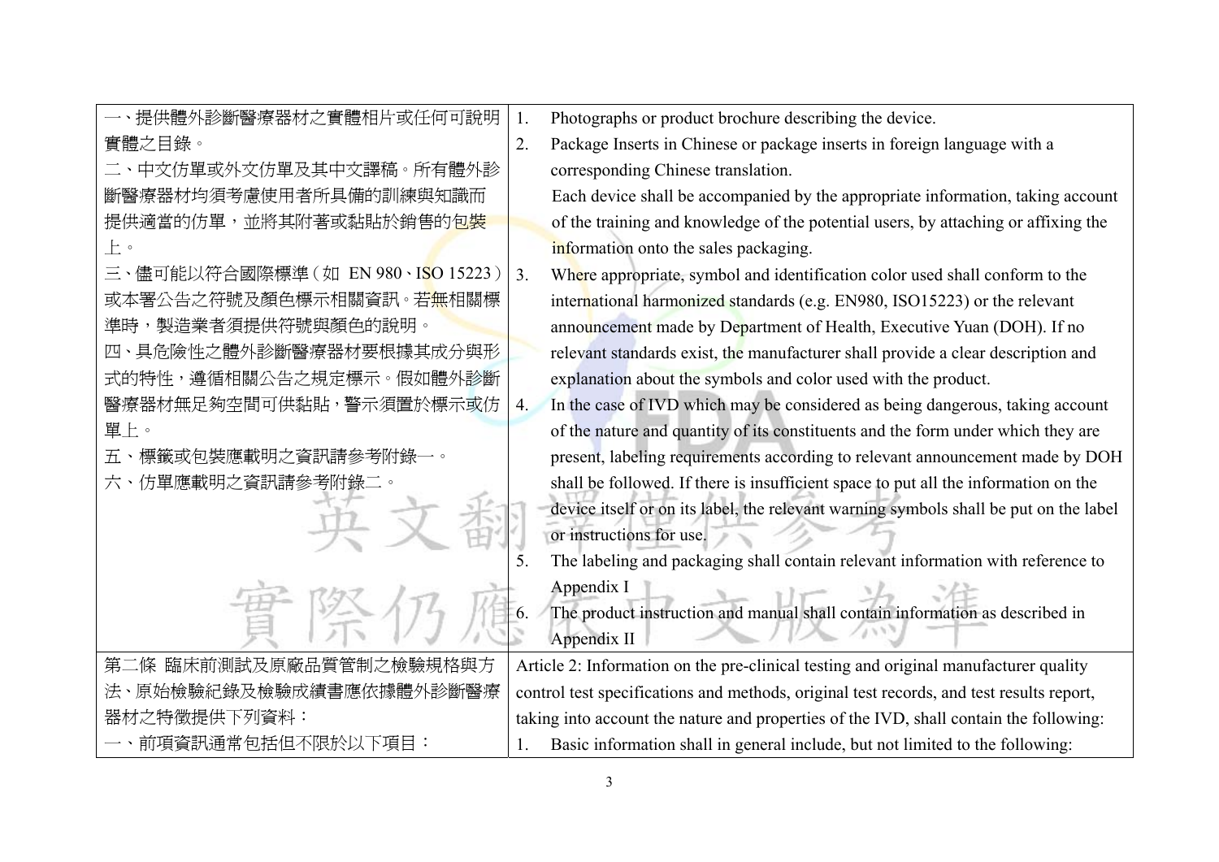| 一、提供體外診斷醫療器材之實體相片或任何可說明實體之目錄。<br>二、中文仿單或外文仿單及其中文譯稿。所有體外診斷醫療器材均須考慮使用者所具備的訓練與知識而提供適當的仿單，並將其附著或黏貼於銷售的包裝上。<br>三、儘可能以符合國際標準（如 EN 980、ISO 15223）或本署公告之符號及顏色標示相關資訊。若無相關標準時，製造業者須提供符號與顏色的說明。<br>四、具危險性之體外診斷醫療器材要根據其成分與形式的特性，遵循相關公告之規定標示。假如體外診斷醫療器材無足夠空間可供黏貼，警示須置於標示或仿單上。<br>五、標籤或包裝應載明之資訊請參考附錄一。<br>六、仿單應載明之資訊請參考附錄二。 | 1. Photographs or product brochure describing the device.<br>2. Package Inserts in Chinese or package inserts in foreign language with a corresponding Chinese translation.<br>Each device shall be accompanied by the appropriate information, taking account of the training and knowledge of the potential users, by attaching or affixing the information onto the sales packaging.<br>3. Where appropriate, symbol and identification color used shall conform to the international harmonized standards (e.g. EN980, ISO15223) or the relevant announcement made by Department of Health, Executive Yuan (DOH). If no relevant standards exist, the manufacturer shall provide a clear description and explanation about the symbols and color used with the product.<br>4. In the case of IVD which may be considered as being dangerous, taking account of the nature and quantity of its constituents and the form under which they are present, labeling requirements according to relevant announcement made by DOH shall be followed. If there is insufficient space to put all the information on the device itself or on its label, the relevant warning symbols shall be put on the label or instructions for use.<br>5. The labeling and packaging shall contain relevant information with reference to Appendix I<br>6. The product instruction and manual shall contain information as described in Appendix II |
|---|---|
| 第二條 臨床前測試及原廠品質管制之檢驗規格與方法、原始檢驗紀錄及檢驗成績書應依據體外診斷醫療器材之特徵提供下列資料：<br>一、前項資訊通常包括但不限於以下項目： | Article 2: Information on the pre-clinical testing and original manufacturer quality control test specifications and methods, original test records, and test results report, taking into account the nature and properties of the IVD, shall contain the following:<br>1. Basic information shall in general include, but not limited to the following: |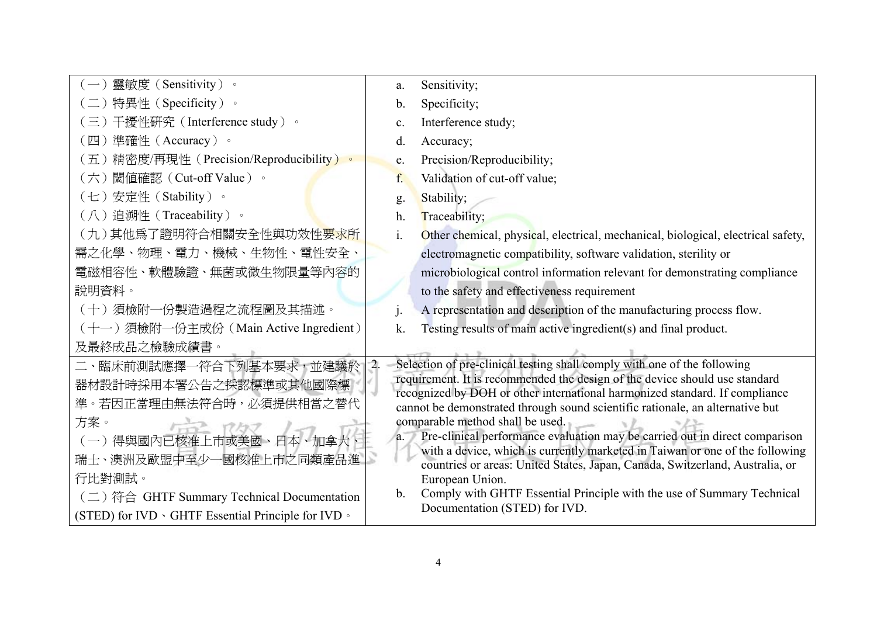| | |
|---|---|
| （一）靈敏度（Sensitivity）。<br>（二）特異性（Specificity）。<br>（三）干擾性研究（Interference study）。<br>（四）準確性（Accuracy）。<br>（五）精密度/再現性（Precision/Reproducibility）。<br>（六）閾値確認（Cut-off Value）。<br>（七）安定性（Stability）。<br>（八）追溯性（Traceability）。<br>（九）其他為了證明符合相關安全性與功效性要求所需之化學、物理、電力、機械、生物性、電性安全、電磁相容性、軟體驗證、無菌或微生物限量等內容的說明資料。<br>（十）須檢附一份製造過程之流程圖及其描述。<br>（十一）須檢附一份主成份（Main Active Ingredient）及最終成品之檢驗成績書。 | a. Sensitivity;<br>b. Specificity;<br>c. Interference study;<br>d. Accuracy;<br>e. Precision/Reproducibility;<br>f. Validation of cut-off value;<br>g. Stability;<br>h. Traceability;<br>i. Other chemical, physical, electrical, mechanical, biological, electrical safety, electromagnetic compatibility, software validation, sterility or microbiological control information relevant for demonstrating compliance to the safety and effectiveness requirement<br>j. A representation and description of the manufacturing process flow.<br>k. Testing results of main active ingredient(s) and final product. |
| 二、臨床前測試應擇一符合下列基本要求，並建議於器材設計時採用本署公告之採認標準或其他國際標準。若因正當理由無法符合時，必須提供相當之替代方案。<br>（一）得與國內已核准上市或美國、日本、加拿大、瑞士、澳洲及歐盟中至少一國核准上市之同類產品進行比對測試。<br>（二）符合 GHTF Summary Technical Documentation (STED) for IVD、GHTF Essential Principle for IVD。 | 2. Selection of pre-clinical testing shall comply with one of the following requirement. It is recommended the design of the device should use standard recognized by DOH or other international harmonized standard. If compliance cannot be demonstrated through sound scientific rationale, an alternative but comparable method shall be used.<br>a. Pre-clinical performance evaluation may be carried out in direct comparison with a device, which is currently marketed in Taiwan or one of the following countries or areas: United States, Japan, Canada, Switzerland, Australia, or European Union.<br>b. Comply with GHTF Essential Principle with the use of Summary Technical Documentation (STED) for IVD. |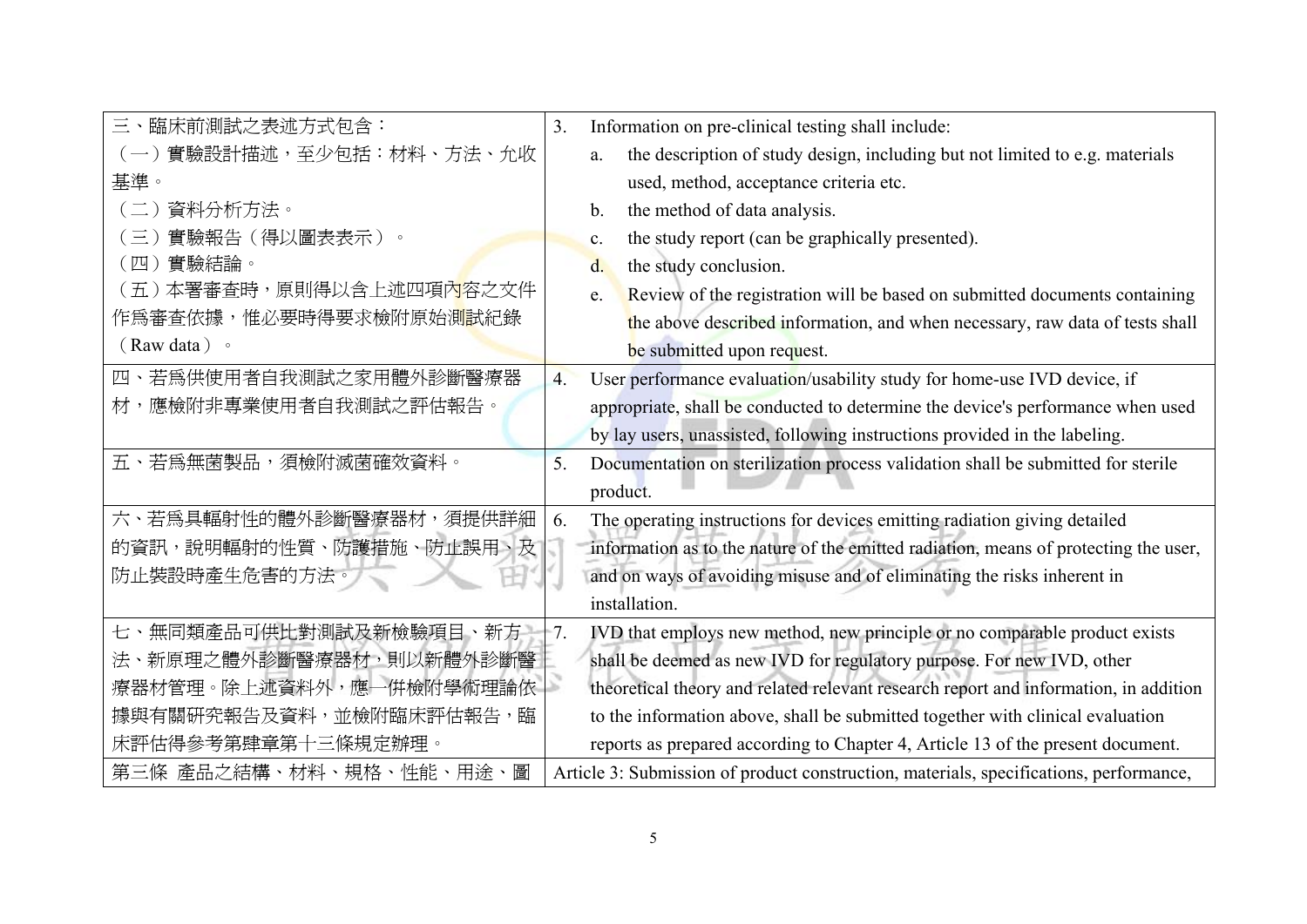| 三、臨床前測試之表述方式包含：<br>（一）實驗設計描述，至少包括：材料、方法、允收基準。<br>（二）資料分析方法。<br>（三）實驗報告（得以圖表表示）。<br>（四）實驗結論。<br>（五）本署審查時，原則得以含上述四項內容之文件作爲審查依據，惟必要時得要求檢附原始測試紀錄（Raw data）。 | 3. Information on pre-clinical testing shall include:<br>a. the description of study design, including but not limited to e.g. materials used, method, acceptance criteria etc.<br>b. the method of data analysis.<br>c. the study report (can be graphically presented).<br>d. the study conclusion.<br>e. Review of the registration will be based on submitted documents containing the above described information, and when necessary, raw data of tests shall be submitted upon request. |
|---|---|
| 四、若爲供使用者自我測試之家用體外診斷醫療器材，應檢附非專業使用者自我測試之評估報告。 | 4. User performance evaluation/usability study for home-use IVD device, if appropriate, shall be conducted to determine the device's performance when used by lay users, unassisted, following instructions provided in the labeling. |
| 五、若爲無菌製品，須檢附滅菌確效資料。 | 5. Documentation on sterilization process validation shall be submitted for sterile product. |
| 六、若爲具輻射性的體外診斷醫療器材，須提供詳細的資訊，說明輻射的性質、防護措施、防止誤用、及防止裝設時產生危害的方法。 | 6. The operating instructions for devices emitting radiation giving detailed information as to the nature of the emitted radiation, means of protecting the user, and on ways of avoiding misuse and of eliminating the risks inherent in installation. |
| 七、無同類產品可供比對測試及新檢驗項目、新方法、新原理之體外診斷醫療器材，則以新體外診斷醫療器材管理。除上述資料外，應一併檢附學術理論依據與有關研究報告及資料，並檢附臨床評估報告，臨床評估得參考第肆章第十三條規定辦理。 | 7. IVD that employs new method, new principle or no comparable product exists shall be deemed as new IVD for regulatory purpose. For new IVD, other theoretical theory and related relevant research report and information, in addition to the information above, shall be submitted together with clinical evaluation reports as prepared according to Chapter 4, Article 13 of the present document. |
| 第三條 產品之結構、材料、規格、性能、用途、圖 | Article 3: Submission of product construction, materials, specifications, performance, |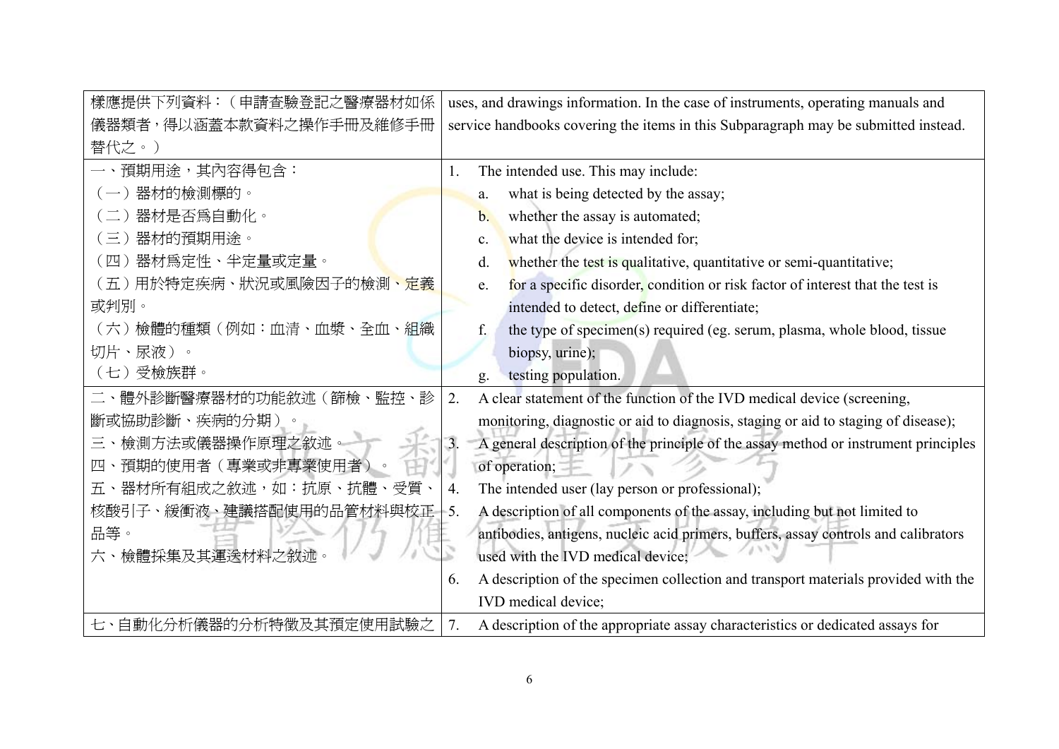| 樣應提供下列資料：（申請查驗登記之醫療器材如係儀器類者，得以涵蓋本款資料之操作手冊及維修手冊替代之。） | uses, and drawings information. In the case of instruments, operating manuals and service handbooks covering the items in this Subparagraph may be submitted instead. |
|---|---|
| 一、預期用途，其內容得包含：<br>（一）器材的檢測標的。<br>（二）器材是否爲自動化。<br>（三）器材的預期用途。<br>（四）器材爲定性、半定量或定量。<br>（五）用於特定疾病、狀況或風險因子的檢測、定義或判別。<br>（六）檢體的種類（例如：血清、血漿、全血、組織切片、尿液）。<br>（七）受檢族群。 | 1. The intended use. This may include:<br>a. what is being detected by the assay;<br>b. whether the assay is automated;<br>c. what the device is intended for;<br>d. whether the test is qualitative, quantitative or semi-quantitative;<br>e. for a specific disorder, condition or risk factor of interest that the test is intended to detect, define or differentiate;<br>f. the type of specimen(s) required (eg. serum, plasma, whole blood, tissue biopsy, urine);<br>g. testing population. |
| 二、體外診斷醫療器材的功能敘述（篩檢、監控、診斷或協助診斷、疾病的分期）。<br>三、檢測方法或儀器操作原理之敘述。<br>四、預期的使用者（專業或非專業使用者）。<br>五、器材所有組成之敘述，如：抗原、抗體、受質、核酸引子、緩衝液、建議搭配使用的品管材料與校正品等。<br>六、檢體採集及其運送材料之敘述。 | 2. A clear statement of the function of the IVD medical device (screening, monitoring, diagnostic or aid to diagnosis, staging or aid to staging of disease);<br>3. A general description of the principle of the assay method or instrument principles of operation;<br>4. The intended user (lay person or professional);<br>5. A description of all components of the assay, including but not limited to antibodies, antigens, nucleic acid primers, buffers, assay controls and calibrators used with the IVD medical device;<br>6. A description of the specimen collection and transport materials provided with the IVD medical device; |
| 七、自動化分析儀器的分析特徵及其預定使用試驗之 | 7. A description of the appropriate assay characteristics or dedicated assays for |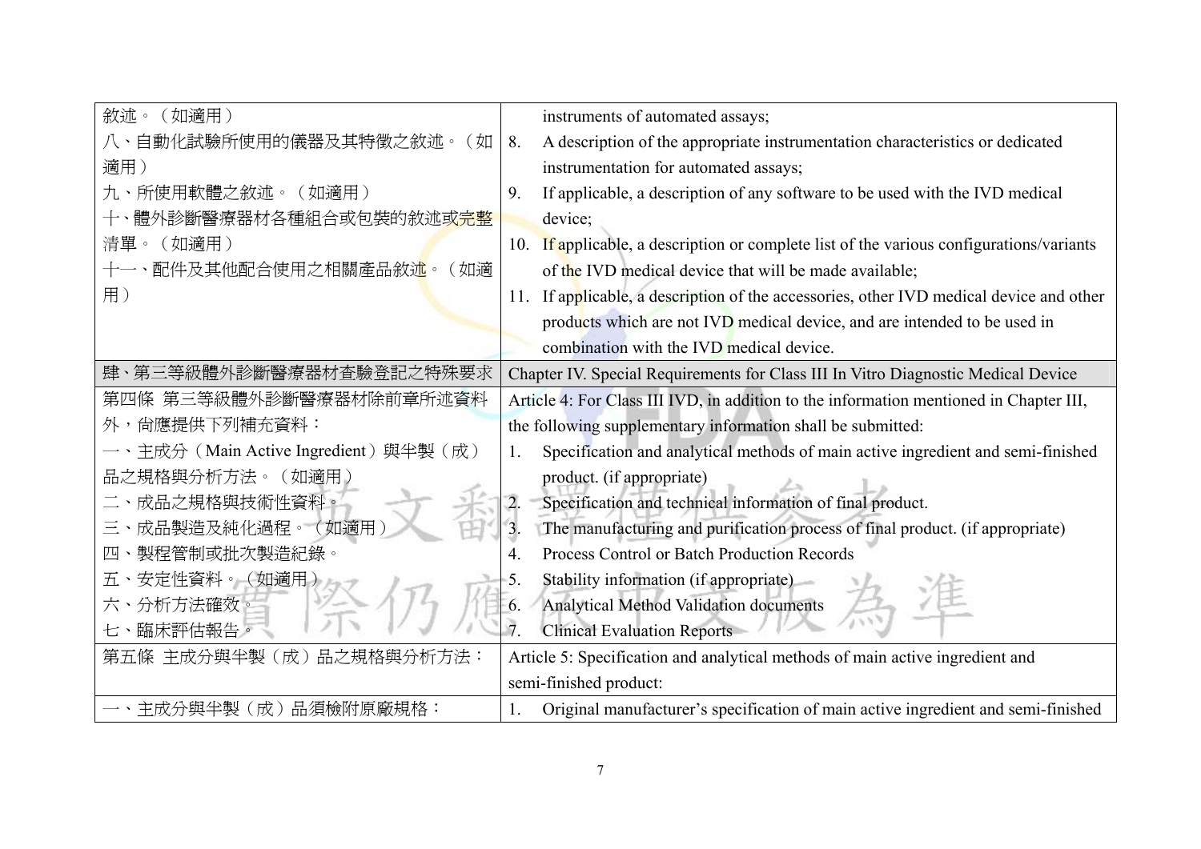| | |
|---|---|
| 敘述。（如適用）<br>八、自動化試驗所使用的儀器及其特徵之敘述。（如適用）<br>九、所使用軟體之敘述。（如適用）<br>十、體外診斷醫療器材各種組合或包裝的敘述或完整清單。（如適用）<br>十一、配件及其他配合使用之相關產品敘述。（如適用） | instruments of automated assays;<br>8. A description of the appropriate instrumentation characteristics or dedicated instrumentation for automated assays;<br>9. If applicable, a description of any software to be used with the IVD medical device;<br>10. If applicable, a description or complete list of the various configurations/variants of the IVD medical device that will be made available;<br>11. If applicable, a description of the accessories, other IVD medical device and other products which are not IVD medical device, and are intended to be used in combination with the IVD medical device. |
| **肆、第三等級體外診斷醫療器材查驗登記之特殊要求** | **Chapter IV. Special Requirements for Class III In Vitro Diagnostic Medical Device** |
| 第四條 第三等級體外診斷醫療器材除前章所述資料外，尚應提供下列補充資料：<br>一、主成分（Main Active Ingredient）與半製（成）品之規格與分析方法。（如適用）<br>二、成品之規格與技術性資料。<br>三、成品製造及純化過程。（如適用）<br>四、製程管制或批次製造紀錄。<br>五、安定性資料。（如適用）<br>六、分析方法確效。<br>七、臨床評估報告。 | Article 4: For Class III IVD, in addition to the information mentioned in Chapter III, the following supplementary information shall be submitted:<br>1. Specification and analytical methods of main active ingredient and semi-finished product. (if appropriate)<br>2. Specification and technical information of final product.<br>3. The manufacturing and purification process of final product. (if appropriate)<br>4. Process Control or Batch Production Records<br>5. Stability information (if appropriate)<br>6. Analytical Method Validation documents<br>7. Clinical Evaluation Reports |
| 第五條 主成分與半製（成）品之規格與分析方法： | Article 5: Specification and analytical methods of main active ingredient and semi-finished product: |
| 一、主成分與半製（成）品須檢附原廠規格： | 1. Original manufacturer's specification of main active ingredient and semi-finished |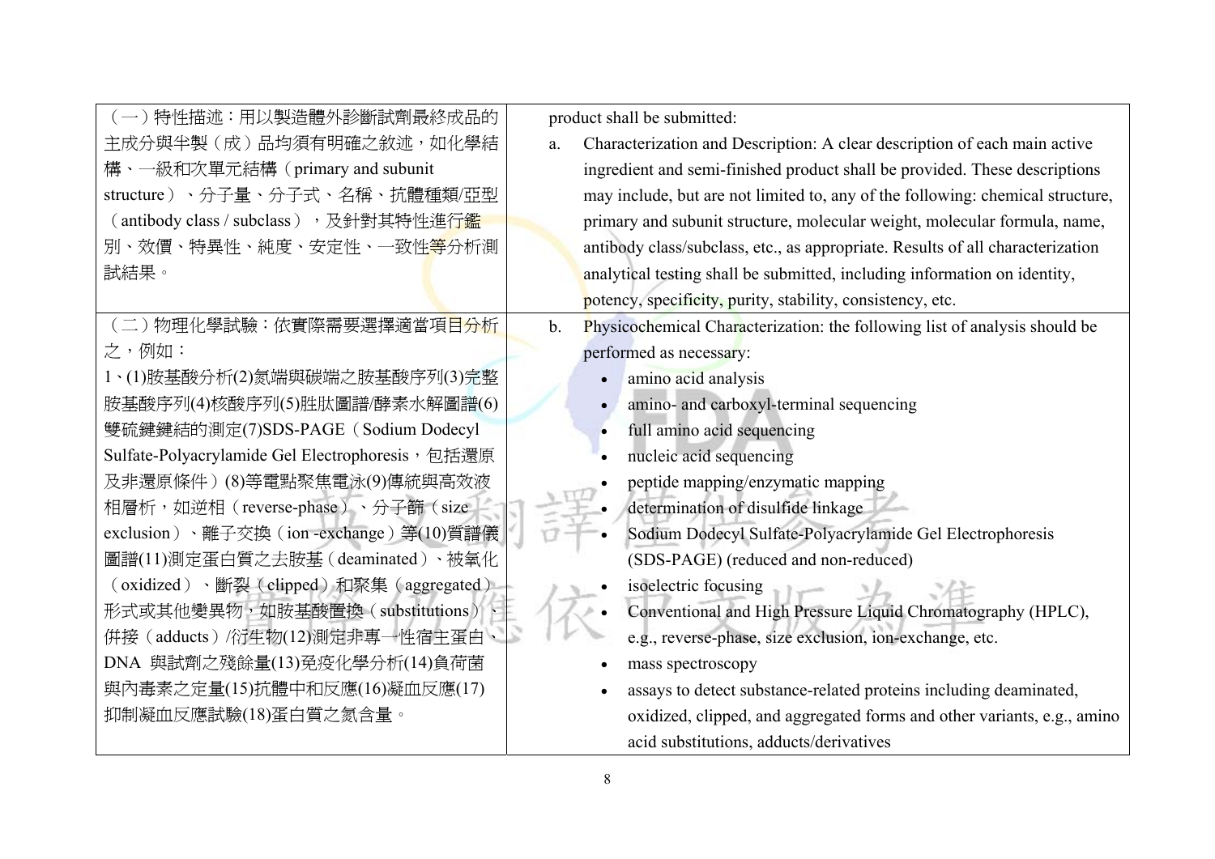| | |
|---|---|
| （一）特性描述：用以製造體外診斷試劑最終成品的主成分與半製（成）品均須有明確之敘述，如化學結構、一級和次單元結構（primary and subunit structure）、分子量、分子式、名稱、抗體種類/亞型（antibody class / subclass），及針對其特性進行鑑別、效價、特異性、純度、安定性、一致性等分析測試結果。 | product shall be submitted:<br>a. Characterization and Description: A clear description of each main active ingredient and semi-finished product shall be provided. These descriptions may include, but are not limited to, any of the following: chemical structure, primary and subunit structure, molecular weight, molecular formula, name, antibody class/subclass, etc., as appropriate. Results of all characterization analytical testing shall be submitted, including information on identity, potency, specificity, purity, stability, consistency, etc. |
| （二）物理化學試驗：依實際需要選擇適當項目分析之，例如：<br>1、(1)胺基酸分析(2)氮端與碳端之胺基酸序列(3)完整胺基酸序列(4)核酸序列(5)胜肽圖譜/酵素水解圖譜(6)雙硫鍵鍵結的測定(7)SDS-PAGE（Sodium Dodecyl Sulfate-Polyacrylamide Gel Electrophoresis，包括還原及非還原條件）(8)等電點聚焦電泳(9)傳統與高效液相層析，如逆相（reverse-phase）、分子篩（size exclusion）、離子交換（ion -exchange）等(10)質譜儀圖譜(11)測定蛋白質之去胺基（deaminated）、被氧化（oxidized）、斷裂（clipped）和聚集（aggregated）形式或其他變異物，如胺基酸置換（substitutions）、併接（adducts）/衍生物(12)測定非專一性宿主蛋白、DNA 與試劑之殘餘量(13)免疫化學分析(14)負荷菌與內毒素之定量(15)抗體中和反應(16)凝血反應(17)抑制凝血反應試驗(18)蛋白質之氮含量。 | b. Physicochemical Characterization: the following list of analysis should be performed as necessary:<br>• amino acid analysis<br>• amino- and carboxyl-terminal sequencing<br>• full amino acid sequencing<br>• nucleic acid sequencing<br>• peptide mapping/enzymatic mapping<br>• determination of disulfide linkage<br>• Sodium Dodecyl Sulfate-Polyacrylamide Gel Electrophoresis (SDS-PAGE) (reduced and non-reduced)<br>• isoelectric focusing<br>• Conventional and High Pressure Liquid Chromatography (HPLC), e.g., reverse-phase, size exclusion, ion-exchange, etc.<br>• mass spectroscopy<br>• assays to detect substance-related proteins including deaminated, oxidized, clipped, and aggregated forms and other variants, e.g., amino acid substitutions, adducts/derivatives |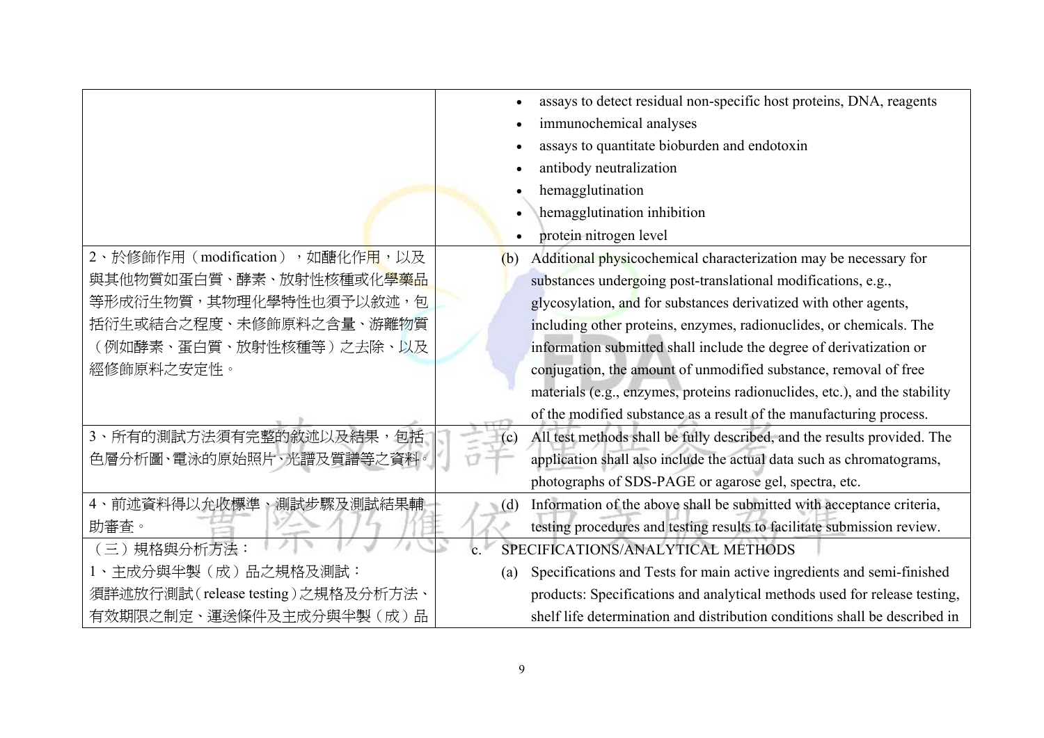| | |
|---|---|
| | • assays to detect residual non-specific host proteins, DNA, reagents<br>• immunochemical analyses<br>• assays to quantitate bioburden and endotoxin<br>• antibody neutralization<br>• hemagglutination<br>• hemagglutination inhibition<br>• protein nitrogen level |
| 2、於修飾作用（modification），如醣化作用，以及與其他物質如蛋白質、酵素、放射性核種或化學藥品等形成衍生物質，其物理化學特性也須予以敘述，包括衍生或結合之程度、未修飾原料之含量、游離物質（例如酵素、蛋白質、放射性核種等）之去除、以及經修飾原料之安定性。 | (b) Additional physicochemical characterization may be necessary for substances undergoing post-translational modifications, e.g., glycosylation, and for substances derivatized with other agents, including other proteins, enzymes, radionuclides, or chemicals. The information submitted shall include the degree of derivatization or conjugation, the amount of unmodified substance, removal of free materials (e.g., enzymes, proteins radionuclides, etc.), and the stability of the modified substance as a result of the manufacturing process. |
| 3、所有的測試方法須有完整的敘述以及結果，包括色層分析圖、電泳的原始照片、光譜及質譜等之資料。 | (c) All test methods shall be fully described, and the results provided. The application shall also include the actual data such as chromatograms, photographs of SDS-PAGE or agarose gel, spectra, etc. |
| 4、前述資料得以允收標準、測試步驟及測試結果輔助審查。 | (d) Information of the above shall be submitted with acceptance criteria, testing procedures and testing results to facilitate submission review. |
| （三）規格與分析方法：<br>1、主成分與半製（成）品之規格及測試：<br>須詳述放行測試（release testing）之規格及分析方法、有效期限之制定、運送條件及主成分與半製（成）品 | c. SPECIFICATIONS/ANALYTICAL METHODS<br>(a) Specifications and Tests for main active ingredients and semi-finished products: Specifications and analytical methods used for release testing, shelf life determination and distribution conditions shall be described in |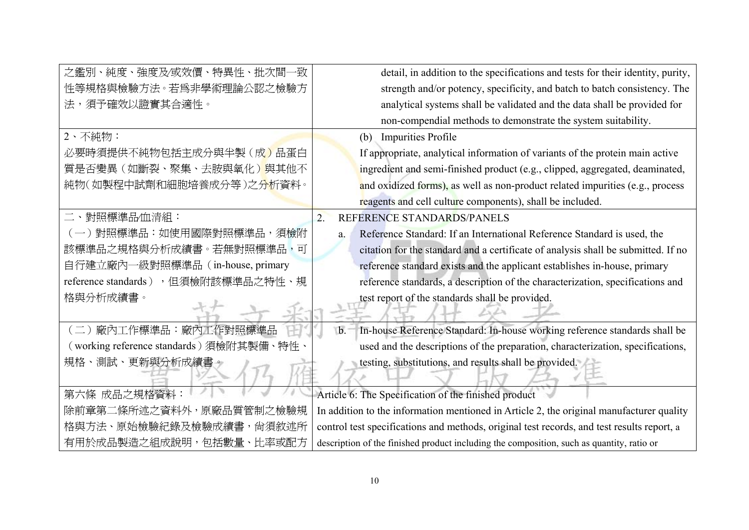| | |
|---|---|
| 之鑑別、純度、強度及/或效價、特異性、批次間一致性等規格與檢驗方法。若為非學術理論公認之檢驗方法，須予確效以證實其合適性。 | detail, in addition to the specifications and tests for their identity, purity, strength and/or potency, specificity, and batch to batch consistency. The analytical systems shall be validated and the data shall be provided for non-compendial methods to demonstrate the system suitability. |
| 2、不純物：<br>必要時須提供不純物包括主成分與半製（成）品蛋白質是否變異（如斷裂、聚集、去胺與氧化）與其他不純物（如製程中試劑和細胞培養成分等）之分析資料。 | (b) Impurities Profile<br>If appropriate, analytical information of variants of the protein main active ingredient and semi-finished product (e.g., clipped, aggregated, deaminated, and oxidized forms), as well as non-product related impurities (e.g., process reagents and cell culture components), shall be included. |
| 二、對照標準品/血清組：<br>（一）對照標準品：如使用國際對照標準品，須檢附該標準品之規格與分析成績書。若無對照標準品，可自行建立廠內一級對照標準品（in-house, primary reference standards），但須檢附該標準品之特性、規格與分析成績書。 | 2. REFERENCE STANDARDS/PANELS<br>a. Reference Standard: If an International Reference Standard is used, the citation for the standard and a certificate of analysis shall be submitted. If no reference standard exists and the applicant establishes in-house, primary reference standards, a description of the characterization, specifications and test report of the standards shall be provided. |
| （二）廠內工作標準品：廠內工作對照標準品（working reference standards）須檢附其製備、特性、規格、測試、更新與分析成績書。 | b. In-house Reference Standard: In-house working reference standards shall be used and the descriptions of the preparation, characterization, specifications, testing, substitutions, and results shall be provided. |
| 第六條 成品之規格資料：<br>除前章第二條所述之資料外，原廠品質管制之檢驗規格與方法、原始檢驗紀錄及檢驗成績書，尚須敘述所有用於成品製造之組成說明，包括數量、比率或配方 | Article 6: The Specification of the finished product<br>In addition to the information mentioned in Article 2, the original manufacturer quality control test specifications and methods, original test records, and test results report, a description of the finished product including the composition, such as quantity, ratio or |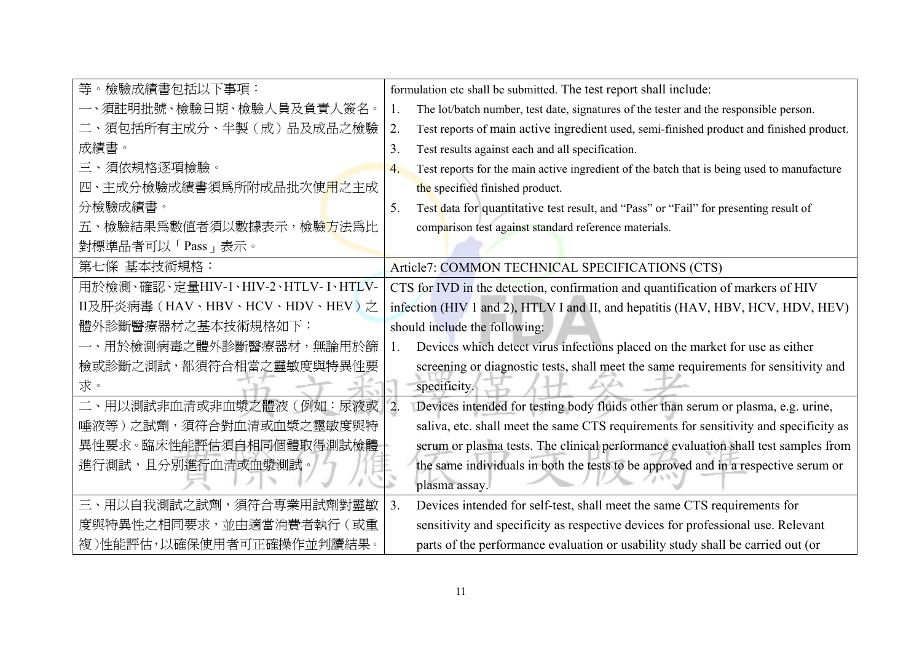| | |
|---|---|
| 等。檢驗成績書包括以下事項：<br>一、須註明批號、檢驗日期、檢驗人員及負責人簽名。<br>二、須包括所有主成分、半製（成）品及成品之檢驗成績書。<br>三、須依規格逐項檢驗。<br>四、主成分檢驗成績書須為所附成品批次使用之主成分檢驗成績書。<br>五、檢驗結果為數值者須以數據表示，檢驗方法為比對標準品者可以「Pass」表示。 | formulation etc shall be submitted. The test report shall include:<br>1. The lot/batch number, test date, signatures of the tester and the responsible person.<br>2. Test reports of main active ingredient used, semi-finished product and finished product.<br>3. Test results against each and all specification.<br>4. Test reports for the main active ingredient of the batch that is being used to manufacture the specified finished product.<br>5. Test data for quantitative test result, and "Pass" or "Fail" for presenting result of comparison test against standard reference materials. |
| 第七條 基本技術規格： | Article7: COMMON TECHNICAL SPECIFICATIONS (CTS) |
| 用於檢測、確認、定量HIV-1、HIV-2、HTLV- I、HTLV-II及肝炎病毒（HAV、HBV、HCV、HDV、HEV）之體外診斷醫療器材之基本技術規格如下：<br>一、用於檢測病毒之體外診斷醫療器材，無論用於篩檢或診斷之測試，都須符合相當之靈敏度與特異性要求。 | CTS for IVD in the detection, confirmation and quantification of markers of HIV infection (HIV 1 and 2), HTLV I and II, and hepatitis (HAV, HBV, HCV, HDV, HEV) should include the following:<br>1. Devices which detect virus infections placed on the market for use as either screening or diagnostic tests, shall meet the same requirements for sensitivity and specificity. |
| 二、用以測試非血清或非血漿之體液（例如：尿液或唾液等）之試劑，須符合對血清或血漿之靈敏度與特異性要求。臨床性能評估須自相同個體取得測試檢體進行測試，且分別進行血清或血漿測試。 | 2. Devices intended for testing body fluids other than serum or plasma, e.g. urine, saliva, etc. shall meet the same CTS requirements for sensitivity and specificity as serum or plasma tests. The clinical performance evaluation shall test samples from the same individuals in both the tests to be approved and in a respective serum or plasma assay. |
| 三、用以自我測試之試劑，須符合專業用試劑對靈敏度與特異性之相同要求，並由適當消費者執行（或重複）性能評估，以確保使用者可正確操作並判讀結果。 | 3. Devices intended for self-test, shall meet the same CTS requirements for sensitivity and specificity as respective devices for professional use. Relevant parts of the performance evaluation or usability study shall be carried out (or |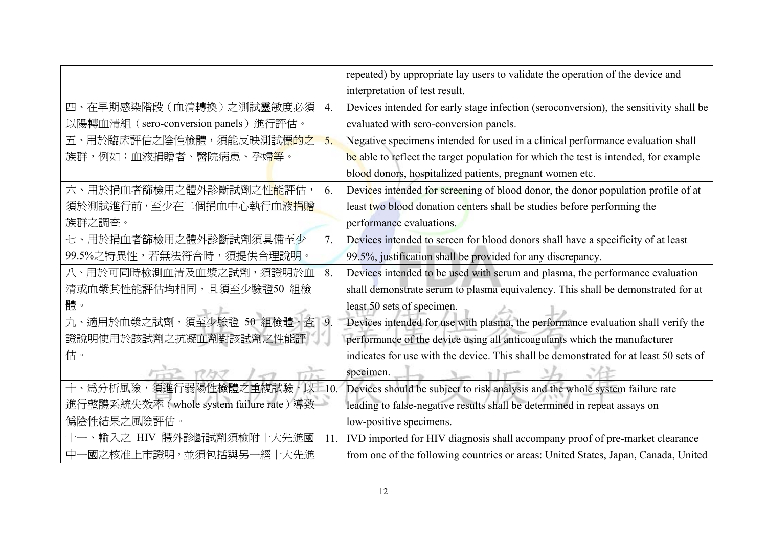| | |
|---|---|
| | repeated) by appropriate lay users to validate the operation of the device and interpretation of test result. |
| 四、在早期感染階段（血清轉換）之測試靈敏度必須以陽轉血清組（sero-conversion panels）進行評估。 | 4. Devices intended for early stage infection (seroconversion), the sensitivity shall be evaluated with sero-conversion panels. |
| 五、用於臨床評估之陰性檢體，須能反映測試標的之族群，例如：血液捐贈者、醫院病患、孕婦等。 | 5. Negative specimens intended for used in a clinical performance evaluation shall be able to reflect the target population for which the test is intended, for example blood donors, hospitalized patients, pregnant women etc. |
| 六、用於捐血者篩檢用之體外診斷試劑之性能評估，須於測試進行前，至少在二個捐血中心執行血液捐贈族群之調查。 | 6. Devices intended for screening of blood donor, the donor population profile of at least two blood donation centers shall be studies before performing the performance evaluations. |
| 七、用於捐血者篩檢用之體外診斷試劑須具備至少99.5%之特異性，若無法符合時，須提供合理說明。 | 7. Devices intended to screen for blood donors shall have a specificity of at least 99.5%, justification shall be provided for any discrepancy. |
| 八、用於可同時檢測血清及血漿之試劑，須證明於血清或血漿其性能評估均相同，且須至少驗證50 組檢體。 | 8. Devices intended to be used with serum and plasma, the performance evaluation shall demonstrate serum to plasma equivalency. This shall be demonstrated for at least 50 sets of specimen. |
| 九、適用於血漿之試劑，須至少驗證 50 組檢體，查證說明使用於該試劑之抗凝血劑對該試劑之性能評估。 | 9. Devices intended for use with plasma, the performance evaluation shall verify the performance of the device using all anticoagulants which the manufacturer indicates for use with the device. This shall be demonstrated for at least 50 sets of specimen. |
| 十、為分析風險，須進行弱陽性檢體之重複試驗，以進行整體系統失效率（whole system failure rate）導致偽陰性結果之風險評估。 | 10. Devices should be subject to risk analysis and the whole system failure rate leading to false-negative results shall be determined in repeat assays on low-positive specimens. |
| 十一、輸入之 HIV 體外診斷試劑須檢附十大先進國中一國之核准上市證明，並須包括與另一經十大先進 | 11. IVD imported for HIV diagnosis shall accompany proof of pre-market clearance from one of the following countries or areas: United States, Japan, Canada, United |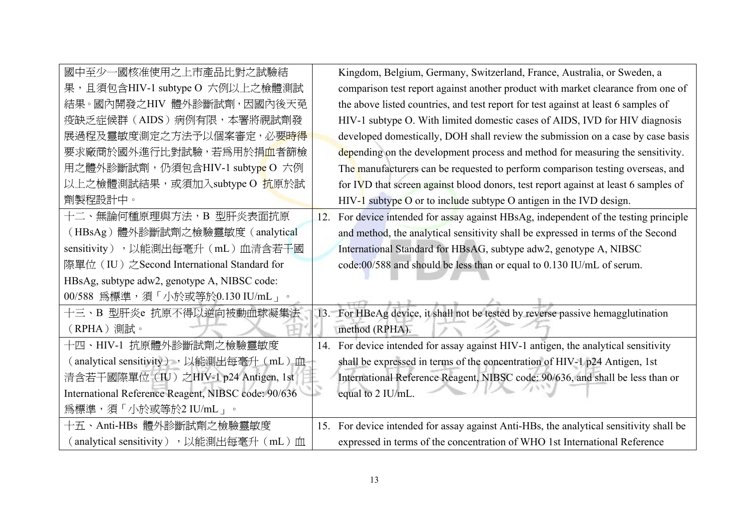| | |
|---|---|
| 國中至少一國核准使用之上市產品比對之試驗結果，且須包含HIV-1 subtype O 六例以上之檢體測試結果。國內開發之HIV 體外診斷試劑，因國內後天免疫缺乏症候群（AIDS）病例有限，本署將視試劑發展過程及靈敏度測定之方法予以個案審定，必要時得要求廠商於國外進行比對試驗，若為用於捐血者篩檢用之體外診斷試劑，仍須包含HIV-1 subtype O 六例以上之檢體測試結果，或須加入subtype O 抗原於試劑製程設計中。 | Kingdom, Belgium, Germany, Switzerland, France, Australia, or Sweden, a comparison test report against another product with market clearance from one of the above listed countries, and test report for test against at least 6 samples of HIV-1 subtype O. With limited domestic cases of AIDS, IVD for HIV diagnosis developed domestically, DOH shall review the submission on a case by case basis depending on the development process and method for measuring the sensitivity. The manufacturers can be requested to perform comparison testing overseas, and for IVD that screen against blood donors, test report against at least 6 samples of HIV-1 subtype O or to include subtype O antigen in the IVD design. |
| 十二、無論何種原理與方法，B 型肝炎表面抗原（HBsAg）體外診斷試劑之檢驗靈敏度（analytical sensitivity），以能測出每毫升（mL）血清含若干國際單位（IU）之Second International Standard for HBsAg, subtype adw2, genotype A, NIBSC code: 00/588 為標準，須「小於或等於0.130 IU/mL」。 | 12. For device intended for assay against HBsAg, independent of the testing principle and method, the analytical sensitivity shall be expressed in terms of the Second International Standard for HBsAG, subtype adw2, genotype A, NIBSC code:00/588 and should be less than or equal to 0.130 IU/mL of serum. |
| 十三、B 型肝炎e 抗原不得以逆向被動血球凝集法（RPHA）測試。 | 13. For HBeAg device, it shall not be tested by reverse passive hemagglutination method (RPHA). |
| 十四、HIV-1 抗原體外診斷試劑之檢驗靈敏度（analytical sensitivity），以能測出每毫升（mL）血清含若干國際單位（IU）之HIV-1 p24 Antigen, 1st International Reference Reagent, NIBSC code: 90/636 為標準，須「小於或等於2 IU/mL」。 | 14. For device intended for assay against HIV-1 antigen, the analytical sensitivity shall be expressed in terms of the concentration of HIV-1 p24 Antigen, 1st International Reference Reagent, NIBSC code: 90/636, and shall be less than or equal to 2 IU/mL. |
| 十五、Anti-HBs 體外診斷試劑之檢驗靈敏度（analytical sensitivity），以能測出每毫升（mL）血 | 15. For device intended for assay against Anti-HBs, the analytical sensitivity shall be expressed in terms of the concentration of WHO 1st International Reference |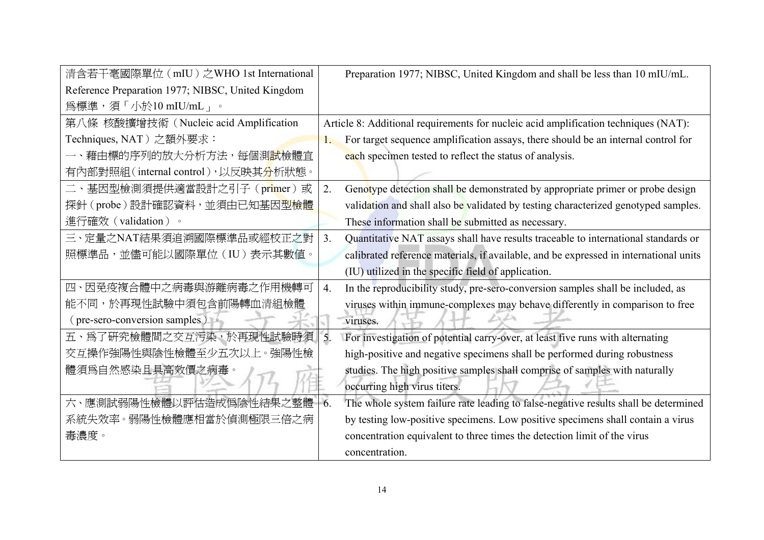| | |
|---|---|
| 清含若干毫國際單位（mIU）之WHO 1st International Reference Preparation 1977; NIBSC, United Kingdom 爲標準，須「小於10 mIU/mL」。 | Preparation 1977; NIBSC, United Kingdom and shall be less than 10 mIU/mL. |
| 第八條 核酸擴增技術（Nucleic acid Amplification Techniques, NAT）之額外要求：<br>一、藉由標的序列的放大分析方法，每個測試檢體宜有內部對照組（internal control），以反映其分析狀態。 | Article 8: Additional requirements for nucleic acid amplification techniques (NAT):<br>1. For target sequence amplification assays, there should be an internal control for each specimen tested to reflect the status of analysis. |
| 二、基因型檢測須提供適當設計之引子（primer）或探針（probe）設計確認資料，並須由已知基因型檢體進行確效（validation）。 | 2. Genotype detection shall be demonstrated by appropriate primer or probe design validation and shall also be validated by testing characterized genotyped samples. These information shall be submitted as necessary. |
| 三、定量之NAT結果須追溯國際標準品或經校正之對照標準品，並儘可能以國際單位（IU）表示其數值。 | 3. Quantitative NAT assays shall have results traceable to international standards or calibrated reference materials, if available, and be expressed in international units (IU) utilized in the specific field of application. |
| 四、因免疫複合體中之病毒與游離病毒之作用機轉可能不同，於再現性試驗中須包含前陽轉血清組檢體（pre-sero-conversion samples）。 | 4. In the reproducibility study, pre-sero-conversion samples shall be included, as viruses within immune-complexes may behave differently in comparison to free viruses. |
| 五、為了研究檢體間之交互污染，於再現性試驗時須交互操作強陽性與陰性檢體至少五次以上。強陽性檢體須爲自然感染且具高效價之病毒。 | 5. For investigation of potential carry-over, at least five runs with alternating high-positive and negative specimens shall be performed during robustness studies. The high positive samples shall comprise of samples with naturally occurring high virus titers. |
| 六、應測試弱陽性檢體以評估造成偽陰性結果之整體系統失效率。弱陽性檢體應相當於偵測極限三倍之病毒濃度。 | 6. The whole system failure rate leading to false-negative results shall be determined by testing low-positive specimens. Low positive specimens shall contain a virus concentration equivalent to three times the detection limit of the virus concentration. |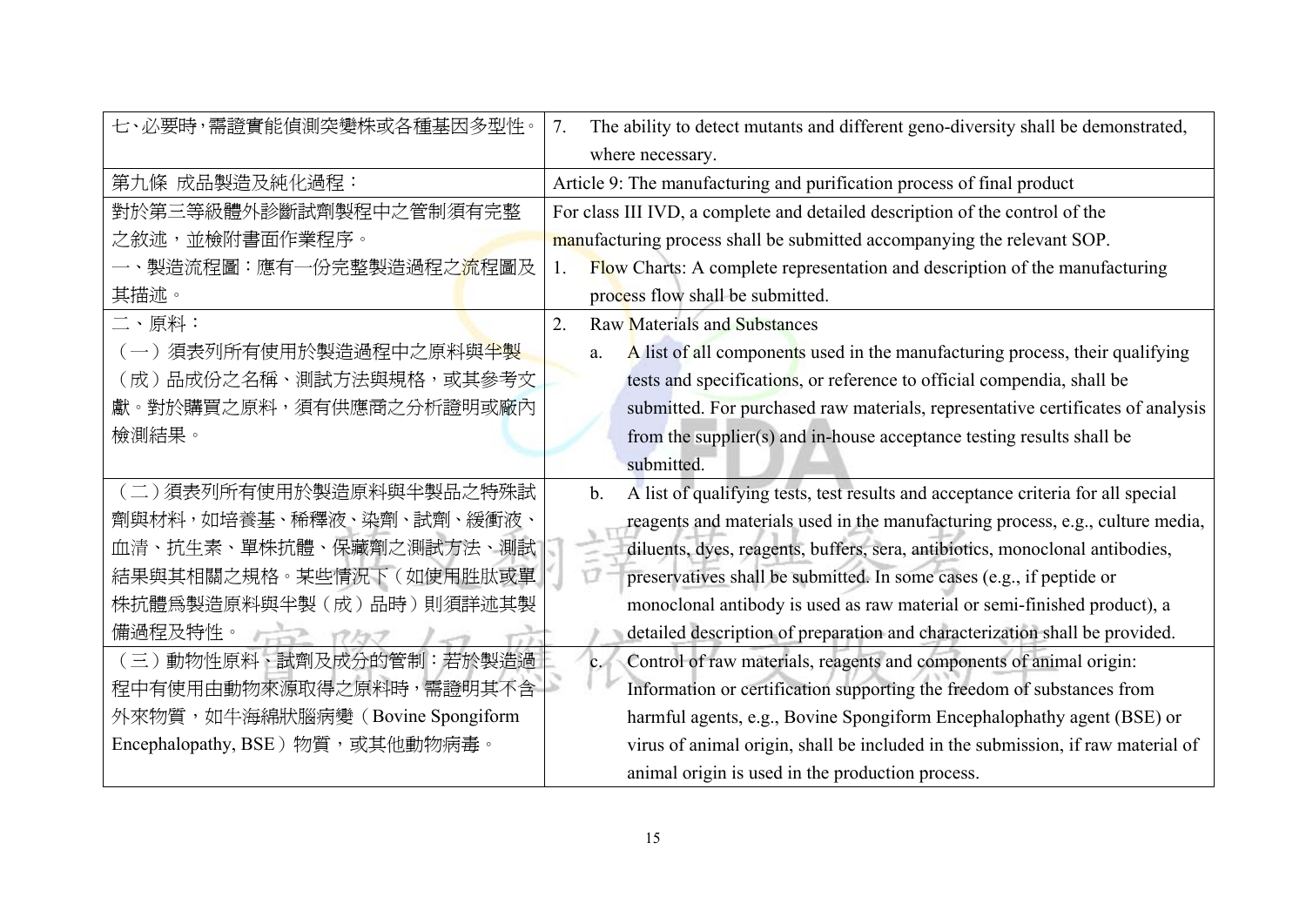| 七、必要時，需證實能偵測突變株或各種基因多型性。 | 7. The ability to detect mutants and different geno-diversity shall be demonstrated, where necessary. |
|---|---|
| 第九條 成品製造及純化過程： | Article 9: The manufacturing and purification process of final product |
| 對於第三等級體外診斷試劑製程中之管制須有完整之敘述，並檢附書面作業程序。<br>一、製造流程圖：應有一份完整製造過程之流程圖及其描述。 | For class III IVD, a complete and detailed description of the control of the manufacturing process shall be submitted accompanying the relevant SOP.<br>1. Flow Charts: A complete representation and description of the manufacturing process flow shall be submitted. |
| 二、原料：<br>（一）須表列所有使用於製造過程中之原料與半製（成）品成份之名稱、測試方法與規格，或其參考文獻。對於購買之原料，須有供應商之分析證明或廠內檢測結果。 | 2. Raw Materials and Substances<br>a. A list of all components used in the manufacturing process, their qualifying tests and specifications, or reference to official compendia, shall be submitted. For purchased raw materials, representative certificates of analysis from the supplier(s) and in-house acceptance testing results shall be submitted. |
| （二）須表列所有使用於製造原料與半製品之特殊試劑與材料，如培養基、稀釋液、染劑、試劑、緩衝液、血清、抗生素、單株抗體、保藏劑之測試方法、測試結果與其相關之規格。某些情況下（如使用胜肽或單株抗體為製造原料與半製（成）品時）則須詳述其製備過程及特性。 | b. A list of qualifying tests, test results and acceptance criteria for all special reagents and materials used in the manufacturing process, e.g., culture media, diluents, dyes, reagents, buffers, sera, antibiotics, monoclonal antibodies, preservatives shall be submitted. In some cases (e.g., if peptide or monoclonal antibody is used as raw material or semi-finished product), a detailed description of preparation and characterization shall be provided. |
| （三）動物性原料、試劑及成分的管制：若於製造過程中有使用由動物來源取得之原料時，需證明其不含外來物質，如牛海綿狀腦病變（Bovine Spongiform Encephalopathy, BSE）物質，或其他動物病毒。 | c. Control of raw materials, reagents and components of animal origin: Information or certification supporting the freedom of substances from harmful agents, e.g., Bovine Spongiform Encephalopathy agent (BSE) or virus of animal origin, shall be included in the submission, if raw material of animal origin is used in the production process. |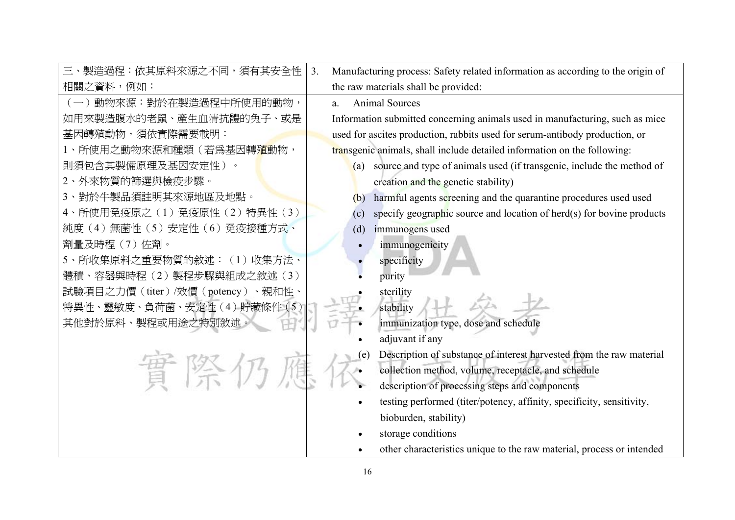| 三、製造過程：依其原料來源之不同，須有其安全性相關之資料，例如： | 3. Manufacturing process: Safety related information as according to the origin of the raw materials shall be provided: |
| --- | --- |
| （一）動物來源：對於在製造過程中所使用的動物，如用來製造腹水的老鼠、產生血清抗體的兔子、或是基因轉殖動物，須依實際需要載明：<br>1、所使用之動物來源和種類（若爲基因轉殖動物，則須包含其製備原理及基因安定性）。<br>2、外來物質的篩選與檢疫步驟。<br>3、對於牛製品須註明其來源地區及地點。<br>4、所使用免疫原之（1）免疫原性（2）特異性（3）純度（4）無菌性（5）安定性（6）免疫接種方式、劑量及時程（7）佐劑。<br>5、所收集原料之重要物質的敘述：（1）收集方法、體積、容器與時程（2）製程步驟與組成之敘述（3）試驗項目之力價（titer）/效價（potency）、親和性、特異性、靈敏度、負荷菌、安定性（4）貯藏條件（5）其他對於原料、製程或用途之特別敘述。 | a. Animal Sources<br>Information submitted concerning animals used in manufacturing, such as mice used for ascites production, rabbits used for serum-antibody production, or transgenic animals, shall include detailed information on the following:<br>(a) source and type of animals used (if transgenic, include the method of creation and the genetic stability)<br>(b) harmful agents screening and the quarantine procedures used used<br>(c) specify geographic source and location of herd(s) for bovine products<br>(d) immunogens used<br>• immunogenicity<br>• specificity<br>• purity<br>• sterility<br>• stability<br>• immunization type, dose and schedule<br>• adjuvant if any<br>(e) Description of substance of interest harvested from the raw material<br>• collection method, volume, receptacle, and schedule<br>• description of processing steps and components<br>• testing performed (titer/potency, affinity, specificity, sensitivity, bioburden, stability)<br>• storage conditions<br>• other characteristics unique to the raw material, process or intended |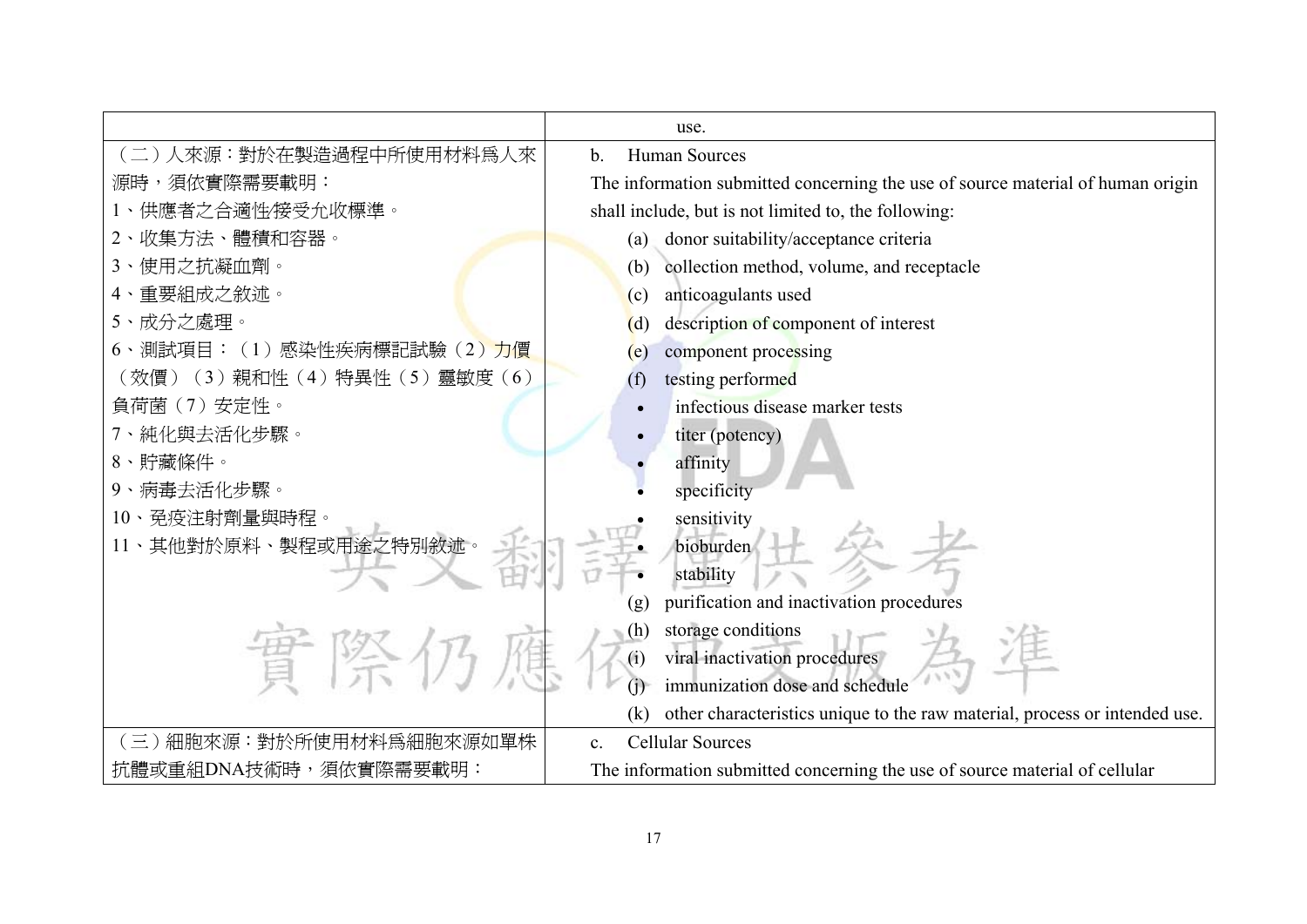| | |
|---|---|
| | use. |
| （二）人來源：對於在製造過程中所使用材料爲人來源時，須依實際需要載明：<br>1、供應者之合適性/接受允收標準。<br>2、收集方法、體積和容器。<br>3、使用之抗凝血劑。<br>4、重要組成之敘述。<br>5、成分之處理。<br>6、測試項目：（1）感染性疾病標記試驗（2）力價（效價）（3）親和性（4）特異性（5）靈敏度（6）負荷菌（7）安定性。<br>7、純化與去活化步驟。<br>8、貯藏條件。<br>9、病毒去活化步驟。<br>10、免疫注射劑量與時程。<br>11、其他對於原料、製程或用途之特別敘述。 | b. Human Sources<br>The information submitted concerning the use of source material of human origin shall include, but is not limited to, the following:<br>(a) donor suitability/acceptance criteria<br>(b) collection method, volume, and receptacle<br>(c) anticoagulants used<br>(d) description of component of interest<br>(e) component processing<br>(f) testing performed<br>• infectious disease marker tests<br>• titer (potency)<br>• affinity<br>• specificity<br>• sensitivity<br>• bioburden<br>• stability<br>(g) purification and inactivation procedures<br>(h) storage conditions<br>(i) viral inactivation procedures<br>(j) immunization dose and schedule<br>(k) other characteristics unique to the raw material, process or intended use. |
| （三）細胞來源：對於所使用材料爲細胞來源如單株抗體或重組DNA技術時，須依實際需要載明： | c. Cellular Sources<br>The information submitted concerning the use of source material of cellular |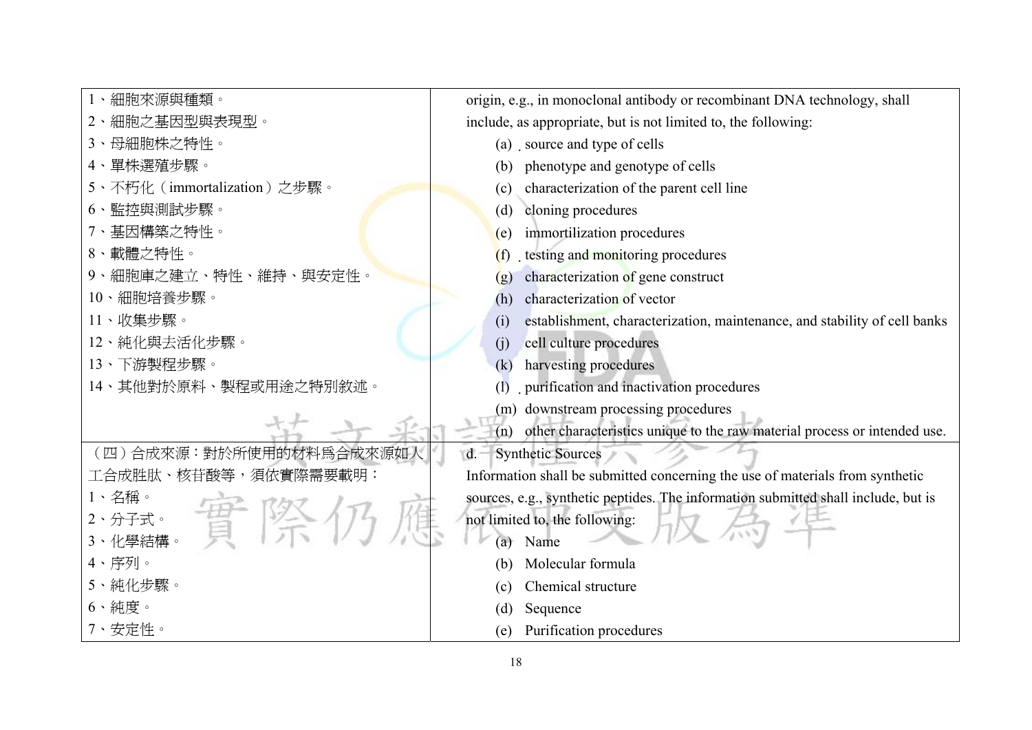| | |
|---|---|
| 1、細胞來源與種類。<br>2、細胞之基因型與表現型。<br>3、母細胞株之特性。<br>4、單株選殖步驟。<br>5、不朽化（immortalization）之步驟。<br>6、監控與測試步驟。<br>7、基因構築之特性。<br>8、載體之特性。<br>9、細胞庫之建立、特性、維持、與安定性。<br>10、細胞培養步驟。<br>11、收集步驟。<br>12、純化與去活化步驟。<br>13、下游製程步驟。<br>14、其他對於原料、製程或用途之特別敘述。 | origin, e.g., in monoclonal antibody or recombinant DNA technology, shall include, as appropriate, but is not limited to, the following:<br>(a) source and type of cells<br>(b) phenotype and genotype of cells<br>(c) characterization of the parent cell line<br>(d) cloning procedures<br>(e) immortilization procedures<br>(f) testing and monitoring procedures<br>(g) characterization of gene construct<br>(h) characterization of vector<br>(i) establishment, characterization, maintenance, and stability of cell banks<br>(j) cell culture procedures<br>(k) harvesting procedures<br>(l) purification and inactivation procedures<br>(m) downstream processing procedures<br>(n) other characteristics unique to the raw material process or intended use. |
| （四）合成來源：對於所使用的材料為合成來源如人工合成胜肽、核苷酸等，須依實際需要載明：<br>1、名稱。<br>2、分子式。<br>3、化學結構。<br>4、序列。<br>5、純化步驟。<br>6、純度。<br>7、安定性。 | d. Synthetic Sources<br>Information shall be submitted concerning the use of materials from synthetic sources, e.g., synthetic peptides. The information submitted shall include, but is not limited to, the following:<br>(a) Name<br>(b) Molecular formula<br>(c) Chemical structure<br>(d) Sequence<br>(e) Purification procedures |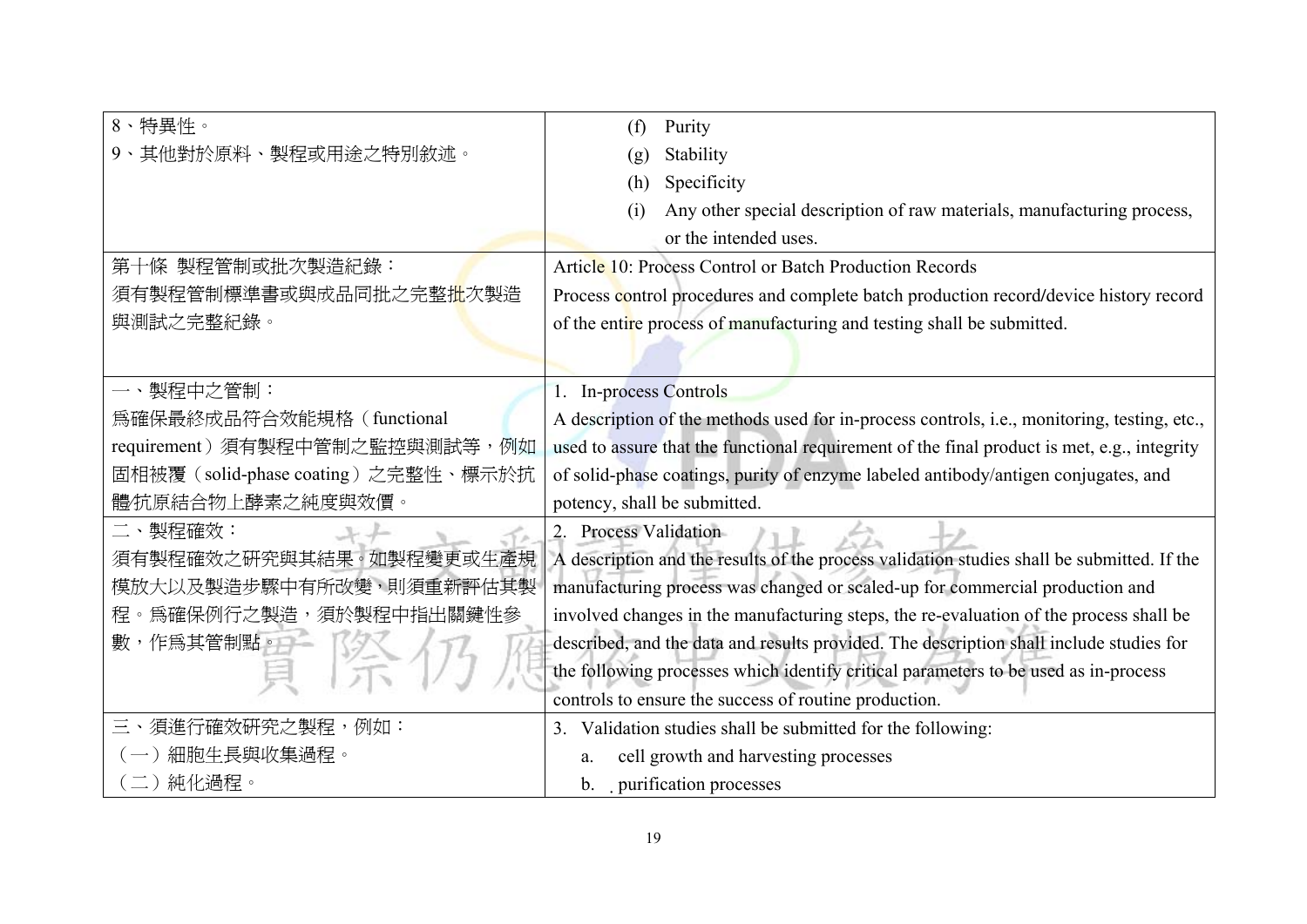| 8、特異性。<br>9、其他對於原料、製程或用途之特別敘述。 | (f) Purity<br>(g) Stability<br>(h) Specificity<br>(i) Any other special description of raw materials, manufacturing process, or the intended uses. |
|---|---|
| 第十條 製程管制或批次製造紀錄：<br>須有製程管制標準書或與成品同批之完整批次製造與測試之完整紀錄。 | Article 10: Process Control or Batch Production Records<br>Process control procedures and complete batch production record/device history record of the entire process of manufacturing and testing shall be submitted. |
| 一、製程中之管制：<br>爲確保最終成品符合效能規格（functional requirement）須有製程中管制之監控與測試等，例如固相被覆（solid-phase coating）之完整性、標示於抗體/抗原結合物上酵素之純度與效價。 | 1. In-process Controls<br>A description of the methods used for in-process controls, i.e., monitoring, testing, etc., used to assure that the functional requirement of the final product is met, e.g., integrity of solid-phase coatings, purity of enzyme labeled antibody/antigen conjugates, and potency, shall be submitted. |
| 二、製程確效：<br>須有製程確效之研究與其結果。如製程變更或生產規模放大以及製造步驟中有所改變，則須重新評估其製程。爲確保例行之製造，須於製程中指出關鍵性參數，作爲其管制點。 | 2. Process Validation<br>A description and the results of the process validation studies shall be submitted. If the manufacturing process was changed or scaled-up for commercial production and involved changes in the manufacturing steps, the re-evaluation of the process shall be described, and the data and results provided. The description shall include studies for the following processes which identify critical parameters to be used as in-process controls to ensure the success of routine production. |
| 三、須進行確效研究之製程，例如：<br>（一）細胞生長與收集過程。<br>（二）純化過程。 | 3. Validation studies shall be submitted for the following:<br>a. cell growth and harvesting processes<br>b. purification processes |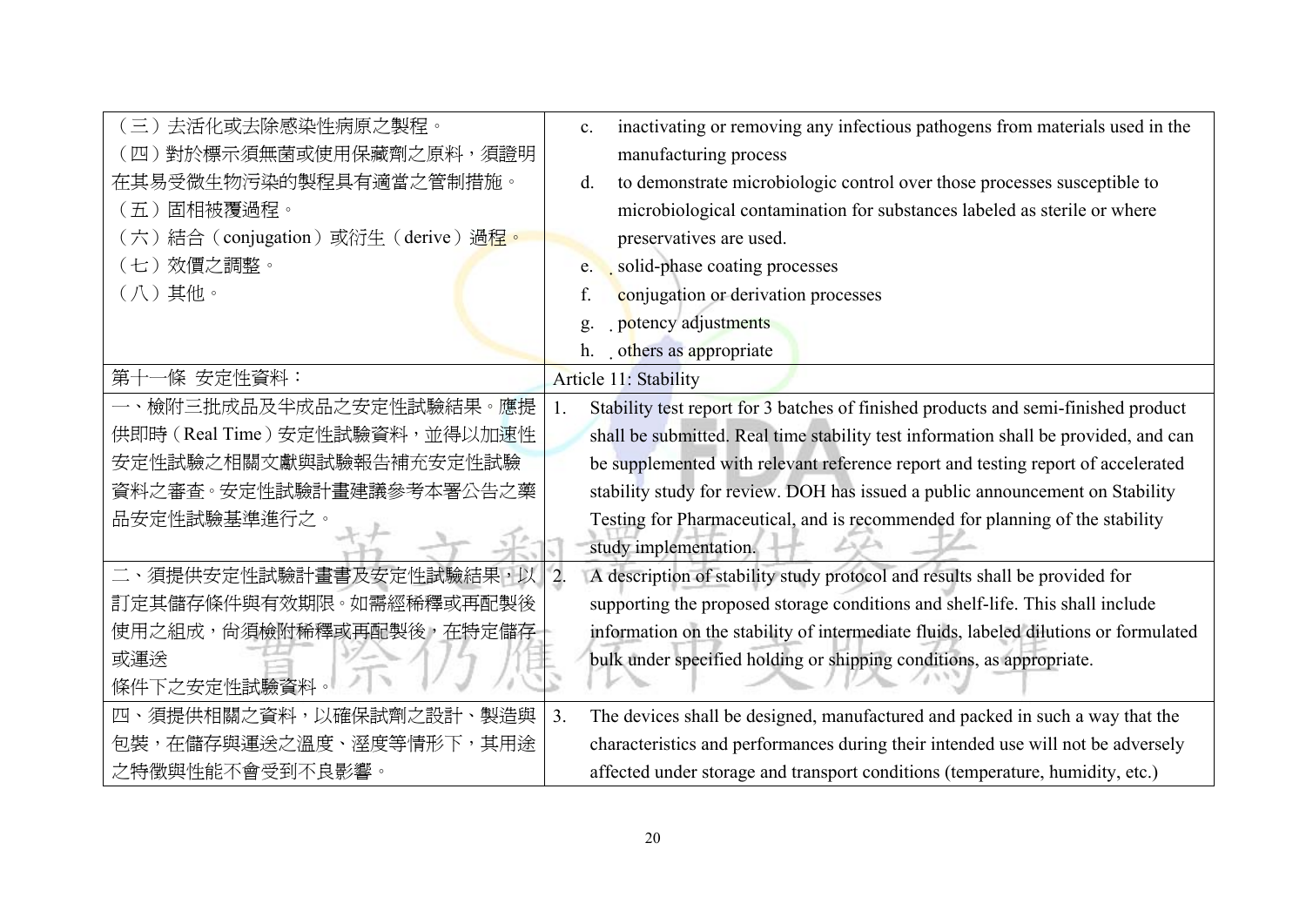| | |
|---|---|
| （三）去活化或去除感染性病原之製程。<br>（四）對於標示須無菌或使用保藏劑之原料，須證明在其易受微生物污染的製程具有適當之管制措施。<br>（五）固相被覆過程。<br>（六）結合（conjugation）或衍生（derive）過程。<br>（七）效價之調整。<br>（八）其他。 | c. inactivating or removing any infectious pathogens from materials used in the manufacturing process<br>d. to demonstrate microbiologic control over those processes susceptible to microbiological contamination for substances labeled as sterile or where preservatives are used.<br>e. solid-phase coating processes<br>f. conjugation or derivation processes<br>g. potency adjustments<br>h. others as appropriate |
| 第十一條 安定性資料： | Article 11: Stability |
| 一、檢附三批成品及半成品之安定性試驗結果。應提供即時（Real Time）安定性試驗資料，並得以加速性安定性試驗之相關文獻與試驗報告補充安定性試驗資料之審查。安定性試驗計畫建議參考本署公告之藥品安定性試驗基準進行之。 | 1. Stability test report for 3 batches of finished products and semi-finished product shall be submitted. Real time stability test information shall be provided, and can be supplemented with relevant reference report and testing report of accelerated stability study for review. DOH has issued a public announcement on Stability Testing for Pharmaceutical, and is recommended for planning of the stability study implementation. |
| 二、須提供安定性試驗計畫書及安定性試驗結果，以訂定其儲存條件與有效期限。如需經稀釋或再配製後使用之組成，尚須檢附稀釋或再配製後，在特定儲存或運送<br>條件下之安定性試驗資料。 | 2. A description of stability study protocol and results shall be provided for supporting the proposed storage conditions and shelf-life. This shall include information on the stability of intermediate fluids, labeled dilutions or formulated bulk under specified holding or shipping conditions, as appropriate. |
| 四、須提供相關之資料，以確保試劑之設計、製造與包裝，在儲存與運送之溫度、溼度等情形下，其用途之特徵與性能不會受到不良影響。 | 3. The devices shall be designed, manufactured and packed in such a way that the characteristics and performances during their intended use will not be adversely affected under storage and transport conditions (temperature, humidity, etc.) |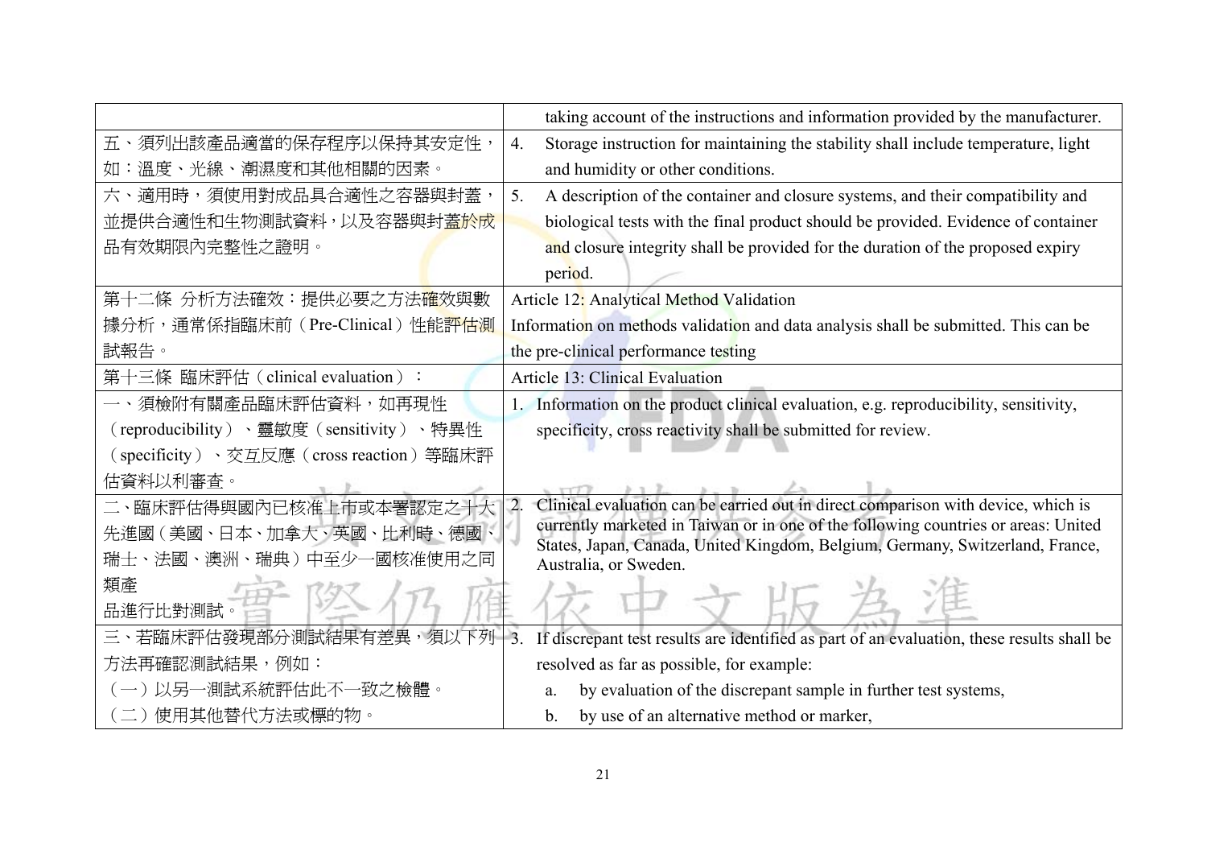| | |
|---|---|
| | taking account of the instructions and information provided by the manufacturer. |
| 五、須列出該產品適當的保存程序以保持其安定性，如：溫度、光線、潮濕度和其他相關的因素。 | 4. Storage instruction for maintaining the stability shall include temperature, light and humidity or other conditions. |
| 六、適用時，須使用對成品具合適性之容器與封蓋，並提供合適性和生物測試資料，以及容器與封蓋於成品有效期限內完整性之證明。 | 5. A description of the container and closure systems, and their compatibility and biological tests with the final product should be provided. Evidence of container and closure integrity shall be provided for the duration of the proposed expiry period. |
| 第十二條 分析方法確效：提供必要之方法確效與數據分析，通常係指臨床前（Pre-Clinical）性能評估測試報告。 | Article 12: Analytical Method Validation<br>Information on methods validation and data analysis shall be submitted. This can be the pre-clinical performance testing |
| 第十三條 臨床評估（clinical evaluation）： | Article 13: Clinical Evaluation |
| 一、須檢附有關產品臨床評估資料，如再現性（reproducibility）、靈敏度（sensitivity）、特異性（specificity）、交互反應（cross reaction）等臨床評估資料以利審查。 | 1. Information on the product clinical evaluation, e.g. reproducibility, sensitivity, specificity, cross reactivity shall be submitted for review. |
| 二、臨床評估得與國內已核准上市或本署認定之十大先進國（美國、日本、加拿大、英國、比利時、德國、瑞士、法國、澳洲、瑞典）中至少一國核准使用之同類產品進行比對測試。 | 2. Clinical evaluation can be carried out in direct comparison with device, which is currently marketed in Taiwan or in one of the following countries or areas: United States, Japan, Canada, United Kingdom, Belgium, Germany, Switzerland, France, Australia, or Sweden. |
| 三、若臨床評估發現部分測試結果有差異，須以下列方法再確認測試結果，例如：<br>（一）以另一測試系統評估此不一致之檢體。<br>（二）使用其他替代方法或標的物。 | 3. If discrepant test results are identified as part of an evaluation, these results shall be resolved as far as possible, for example:<br>a. by evaluation of the discrepant sample in further test systems,<br>b. by use of an alternative method or marker, |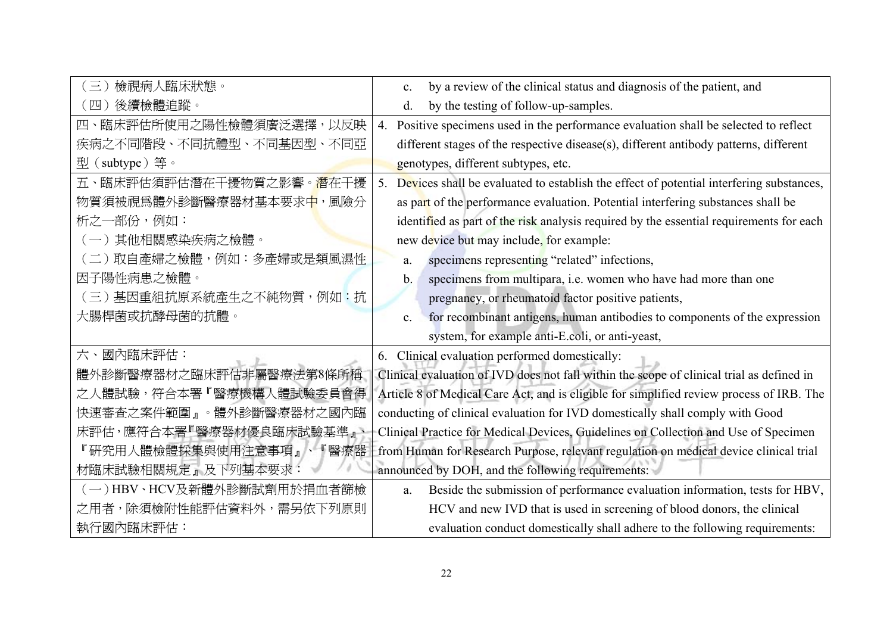| | |
|---|---|
| （三）檢視病人臨床狀態。<br>（四）後續檢體追蹤。 | c. by a review of the clinical status and diagnosis of the patient, and<br>d. by the testing of follow-up-samples. |
| 四、臨床評估所使用之陽性檢體須廣泛選擇，以反映疾病之不同階段、不同抗體型、不同基因型、不同亞型（subtype）等。 | 4. Positive specimens used in the performance evaluation shall be selected to reflect different stages of the respective disease(s), different antibody patterns, different genotypes, different subtypes, etc. |
| 五、臨床評估須評估潛在干擾物質之影響。潛在干擾物質須被視爲體外診斷醫療器材基本要求中，風險分析之一部份，例如：<br>（一）其他相關感染疾病之檢體。<br>（二）取自產婦之檢體，例如：多產婦或是類風濕性因子陽性病患之檢體。<br>（三）基因重組抗原系統產生之不純物質，例如：抗大腸桿菌或抗酵母菌的抗體。 | 5. Devices shall be evaluated to establish the effect of potential interfering substances, as part of the performance evaluation. Potential interfering substances shall be identified as part of the risk analysis required by the essential requirements for each new device but may include, for example:<br>a. specimens representing "related" infections,<br>b. specimens from multipara, i.e. women who have had more than one pregnancy, or rheumatoid factor positive patients,<br>c. for recombinant antigens, human antibodies to components of the expression system, for example anti-E.coli, or anti-yeast, |
| 六、國內臨床評估：<br>體外診斷醫療器材之臨床評估非屬醫療法第8條所稱之人體試驗，符合本署『醫療機構人體試驗委員會得快速審查之案件範圍』。體外診斷醫療器材之國內臨床評估，應符合本署『醫療器材優良臨床試驗基準』、『研究用人體檢體採集與使用注意事項』、『醫療器材臨床試驗相關規定』及下列基本要求： | 6. Clinical evaluation performed domestically:<br>Clinical evaluation of IVD does not fall within the scope of clinical trial as defined in Article 8 of Medical Care Act, and is eligible for simplified review process of IRB. The conducting of clinical evaluation for IVD domestically shall comply with Good Clinical Practice for Medical Devices, Guidelines on Collection and Use of Specimen from Human for Research Purpose, relevant regulation on medical device clinical trial announced by DOH, and the following requirements: |
| （一）HBV、HCV及新體外診斷試劑用於捐血者篩檢之用者，除須檢附性能評估資料外，需另依下列原則執行國內臨床評估： | a. Beside the submission of performance evaluation information, tests for HBV, HCV and new IVD that is used in screening of blood donors, the clinical evaluation conduct domestically shall adhere to the following requirements: |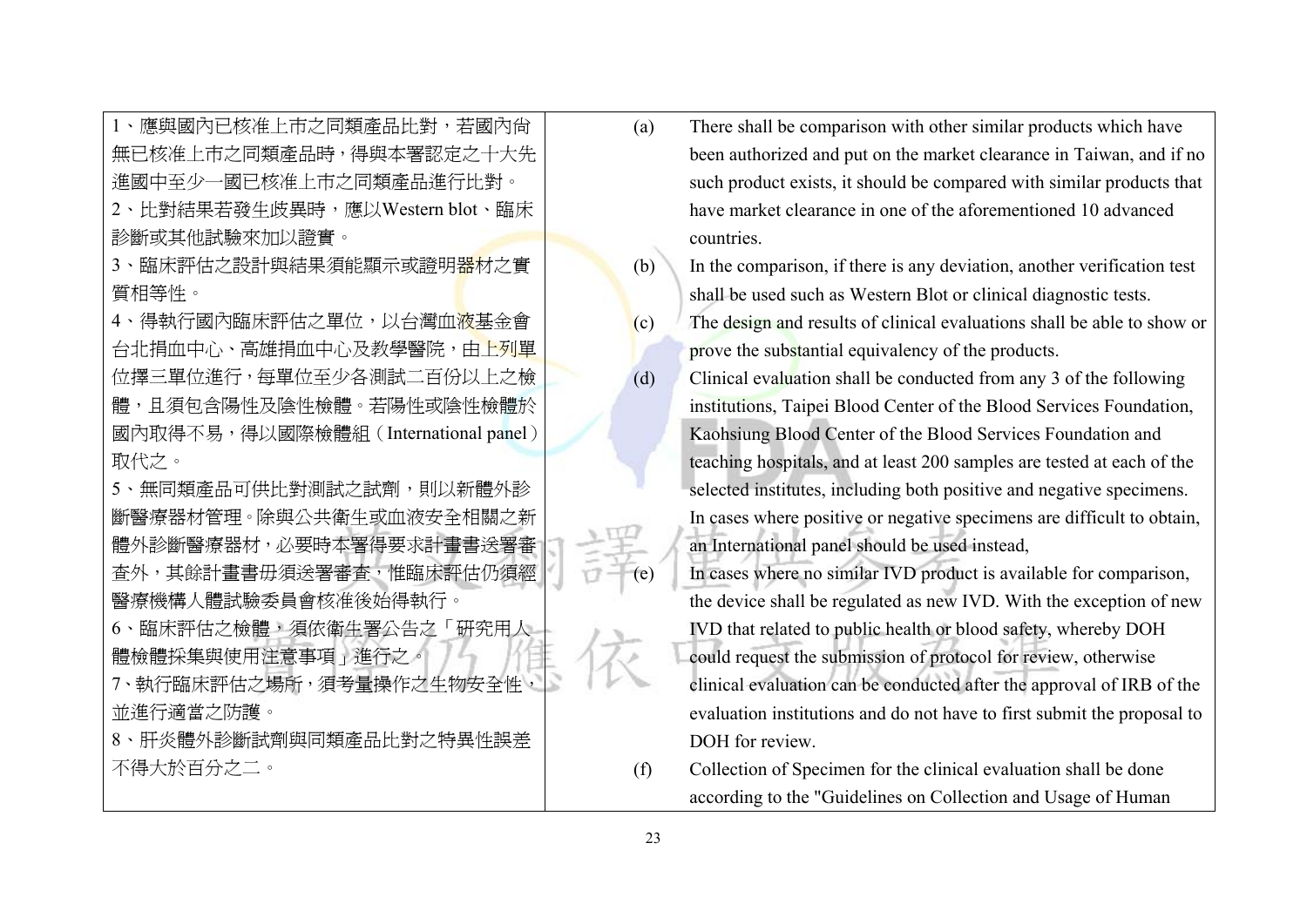| | |
|---|---|
| 1、應與國內已核准上市之同類產品比對，若國內尚無已核准上市之同類產品時，得與本署認定之十大先進國中至少一國已核准上市之同類產品進行比對。<br>2、比對結果若發生歧異時，應以Western blot、臨床診斷或其他試驗來加以證實。<br>3、臨床評估之設計與結果須能顯示或證明器材之實質相等性。<br>4、得執行國內臨床評估之單位，以台灣血液基金會台北捐血中心、高雄捐血中心及教學醫院，由上列單位擇三單位進行，每單位至少各測試二百份以上之檢體，且須包含陽性及陰性檢體。若陽性或陰性檢體於國內取得不易，得以國際檢體組（International panel）取代之。<br>5、無同類產品可供比對測試之試劑，則以新體外診斷醫療器材管理。除與公共衛生或血液安全相關之新體外診斷醫療器材，必要時本署得要求計畫書送署審查外，其餘計畫書毋須送署審查，惟臨床評估仍須經醫療機構人體試驗委員會核准後始得執行。<br>6、臨床評估之檢體，須依衛生署公告之「研究用人體檢體採集與使用注意事項」進行之。<br>7、執行臨床評估之場所，須考量操作之生物安全性，並進行適當之防護。<br>8、肝炎體外診斷試劑與同類產品比對之特異性誤差不得大於百分之二。 | (a) There shall be comparison with other similar products which have been authorized and put on the market clearance in Taiwan, and if no such product exists, it should be compared with similar products that have market clearance in one of the aforementioned 10 advanced countries.<br>(b) In the comparison, if there is any deviation, another verification test shall be used such as Western Blot or clinical diagnostic tests.<br>(c) The design and results of clinical evaluations shall be able to show or prove the substantial equivalency of the products.<br>(d) Clinical evaluation shall be conducted from any 3 of the following institutions, Taipei Blood Center of the Blood Services Foundation, Kaohsiung Blood Center of the Blood Services Foundation and teaching hospitals, and at least 200 samples are tested at each of the selected institutes, including both positive and negative specimens. In cases where positive or negative specimens are difficult to obtain, an International panel should be used instead,<br>(e) In cases where no similar IVD product is available for comparison, the device shall be regulated as new IVD. With the exception of new IVD that related to public health or blood safety, whereby DOH could request the submission of protocol for review, otherwise clinical evaluation can be conducted after the approval of IRB of the evaluation institutions and do not have to first submit the proposal to DOH for review.<br>(f) Collection of Specimen for the clinical evaluation shall be done according to the "Guidelines on Collection and Usage of Human |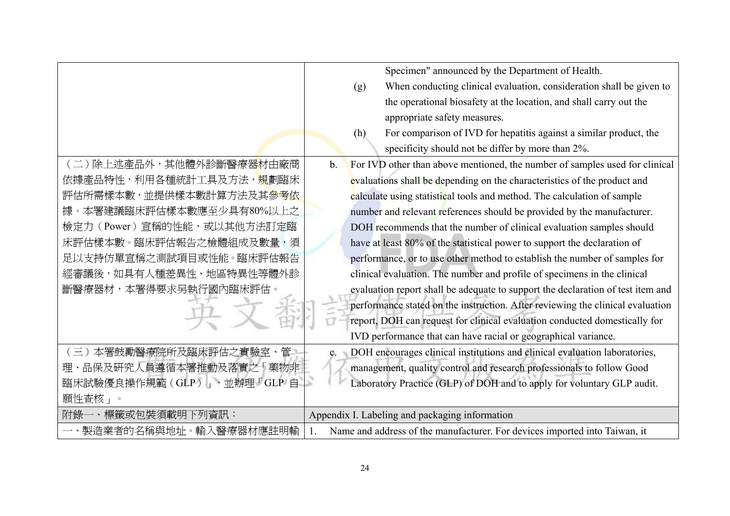| | |
|---|---|
| | Specimen" announced by the Department of Health.<br>(g) When conducting clinical evaluation, consideration shall be given to the operational biosafety at the location, and shall carry out the appropriate safety measures.<br>(h) For comparison of IVD for hepatitis against a similar product, the specificity should not be differ by more than 2%. |
| （二）除上述產品外，其他體外診斷醫療器材由廠商依據產品特性，利用各種統計工具及方法，規劃臨床評估所需樣本數，並提供樣本數計算方法及其參考依據。本署建議臨床評估樣本數應至少具有80%以上之檢定力（Power）宣稱的性能，或以其他方法訂定臨床評估樣本數。臨床評估報告之檢體組成及數量，須足以支持仿單宣稱之測試項目或性能。臨床評估報告經審議後，如具有人種差異性、地區特異性等體外診斷醫療器材，本署得要求另執行國內臨床評估。 | b. For IVD other than above mentioned, the number of samples used for clinical evaluations shall be depending on the characteristics of the product and calculate using statistical tools and method. The calculation of sample number and relevant references should be provided by the manufacturer. DOH recommends that the number of clinical evaluation samples should have at least 80% of the statistical power to support the declaration of performance, or to use other method to establish the number of samples for clinical evaluation. The number and profile of specimens in the clinical evaluation report shall be adequate to support the declaration of test item and performance stated on the instruction. After reviewing the clinical evaluation report, DOH can request for clinical evaluation conducted domestically for IVD performance that can have racial or geographical variance. |
| （三）本署鼓勵醫療院所及臨床評估之實驗室、管理、品保及研究人員遵循本署推動及落實之「藥物非臨床試驗優良操作規範（GLP）」，並辦理「GLP 自願性查核」。 | c. DOH encourages clinical institutions and clinical evaluation laboratories, management, quality control and research professionals to follow Good Laboratory Practice (GLP) of DOH and to apply for voluntary GLP audit. |
| 附錄一、標籤或包裝須載明下列資訊： | Appendix I. Labeling and packaging information |
| 一、製造業者的名稱與地址。輸入醫療器材應註明輸 | 1. Name and address of the manufacturer. For devices imported into Taiwan, it |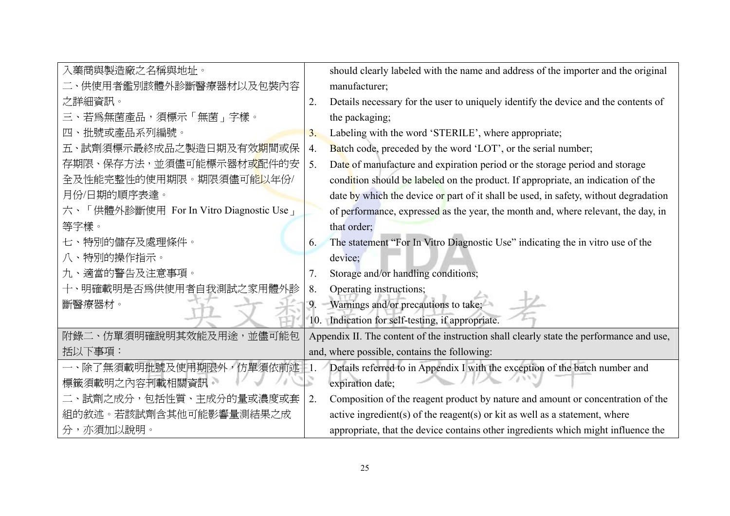| | |
|---|---|
| 入藥商與製造廠之名稱與地址。<br>二、供使用者鑑別該體外診斷醫療器材以及包裝內容之詳細資訊。<br>三、若為無菌產品，須標示「無菌」字樣。<br>四、批號或產品系列編號。<br>五、試劑須標示最終成品之製造日期及有效期間或保存期限、保存方法，並須儘可能標示器材或配件的安全及性能完整性的使用期限。期限須儘可能以年份/月份/日期的順序表達。<br>六、「供體外診斷使用 For In Vitro Diagnostic Use」等字樣。<br>七、特別的儲存及處理條件。<br>八、特別的操作指示。<br>九、適當的警告及注意事項。<br>十、明確載明是否為供使用者自我測試之家用體外診斷醫療器材。 | should clearly labeled with the name and address of the importer and the original manufacturer;<br>2. Details necessary for the user to uniquely identify the device and the contents of the packaging;<br>3. Labeling with the word 'STERILE', where appropriate;<br>4. Batch code, preceded by the word 'LOT', or the serial number;<br>5. Date of manufacture and expiration period or the storage period and storage condition should be labeled on the product. If appropriate, an indication of the date by which the device or part of it shall be used, in safety, without degradation of performance, expressed as the year, the month and, where relevant, the day, in that order;<br>6. The statement "For In Vitro Diagnostic Use" indicating the in vitro use of the device;<br>7. Storage and/or handling conditions;<br>8. Operating instructions;<br>9. Warnings and/or precautions to take;<br>10. Indication for self-testing, if appropriate. |
| 附錄二、仿單須明確說明其效能及用途，並儘可能包括以下事項： | Appendix II. The content of the instruction shall clearly state the performance and use, and, where possible, contains the following: |
| 一、除了無須載明批號及使用期限外，仿單須依前述標籤須載明之內容刊載相關資訊。<br>二、試劑之成分，包括性質、主成分的量或濃度或套組的敘述。若該試劑含其他可能影響量測結果之成分，亦須加以說明。 | 1. Details referred to in Appendix I with the exception of the batch number and expiration date;<br>2. Composition of the reagent product by nature and amount or concentration of the active ingredient(s) of the reagent(s) or kit as well as a statement, where appropriate, that the device contains other ingredients which might influence the |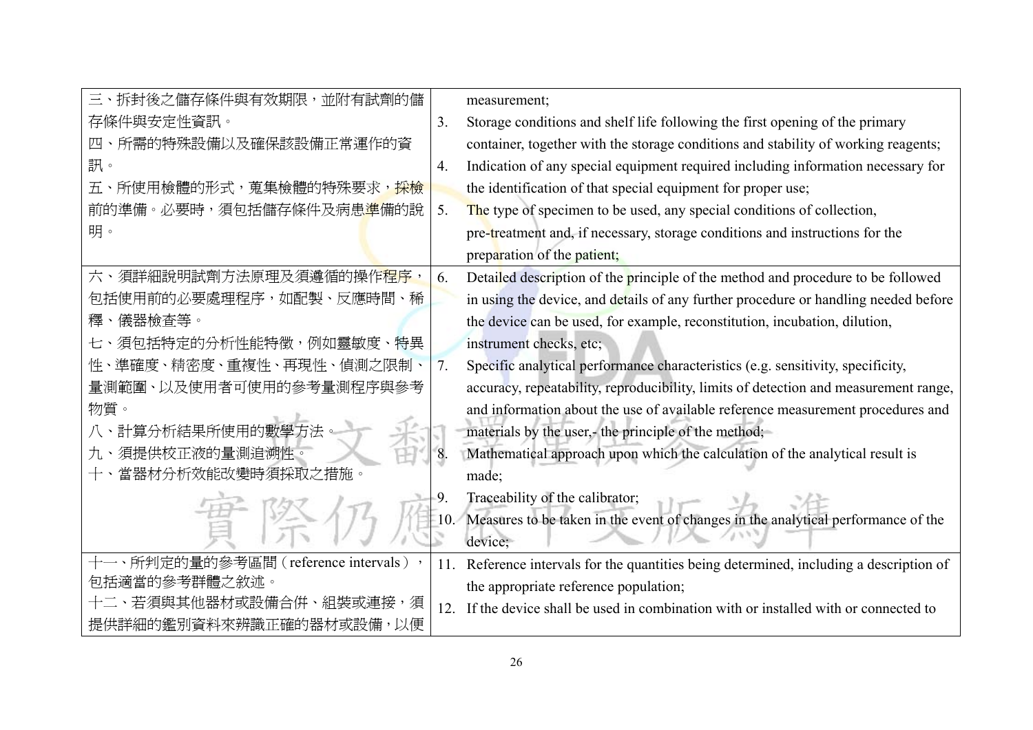| | |
|---|---|
| 三、拆封後之儲存條件與有效期限，並附有試劑的儲存條件與安定性資訊。<br>四、所需的特殊設備以及確保該設備正常運作的資訊。<br>五、所使用檢體的形式，蒐集檢體的特殊要求，採檢前的準備。必要時，須包括儲存條件及病患準備的說明。 | measurement;<br>3. Storage conditions and shelf life following the first opening of the primary container, together with the storage conditions and stability of working reagents;<br>4. Indication of any special equipment required including information necessary for the identification of that special equipment for proper use;<br>5. The type of specimen to be used, any special conditions of collection, pre-treatment and, if necessary, storage conditions and instructions for the preparation of the patient; |
| 六、須詳細說明試劑方法原理及須遵循的操作程序，包括使用前的必要處理程序，如配製、反應時間、稀釋、儀器檢查等。<br>七、須包括特定的分析性能特徵，例如靈敏度、特異性、準確度、精密度、重複性、再現性、偵測之限制、量測範圍、以及使用者可使用的參考量測程序與參考物質。<br>八、計算分析結果所使用的數學方法。<br>九、須提供校正液的量測追溯性。<br>十、當器材分析效能改變時須採取之措施。 | 6. Detailed description of the principle of the method and procedure to be followed in using the device, and details of any further procedure or handling needed before the device can be used, for example, reconstitution, incubation, dilution, instrument checks, etc;<br>7. Specific analytical performance characteristics (e.g. sensitivity, specificity, accuracy, repeatability, reproducibility, limits of detection and measurement range, and information about the use of available reference measurement procedures and materials by the user,- the principle of the method;<br>8. Mathematical approach upon which the calculation of the analytical result is made;<br>9. Traceability of the calibrator;<br>10. Measures to be taken in the event of changes in the analytical performance of the device; |
| 十一、所判定的量的參考區間（reference intervals），包括適當的參考群體之敘述。<br>十二、若須與其他器材或設備合併、組裝或連接，須提供詳細的鑑別資料來辨識正確的器材或設備，以便 | 11. Reference intervals for the quantities being determined, including a description of the appropriate reference population;<br>12. If the device shall be used in combination with or installed with or connected to |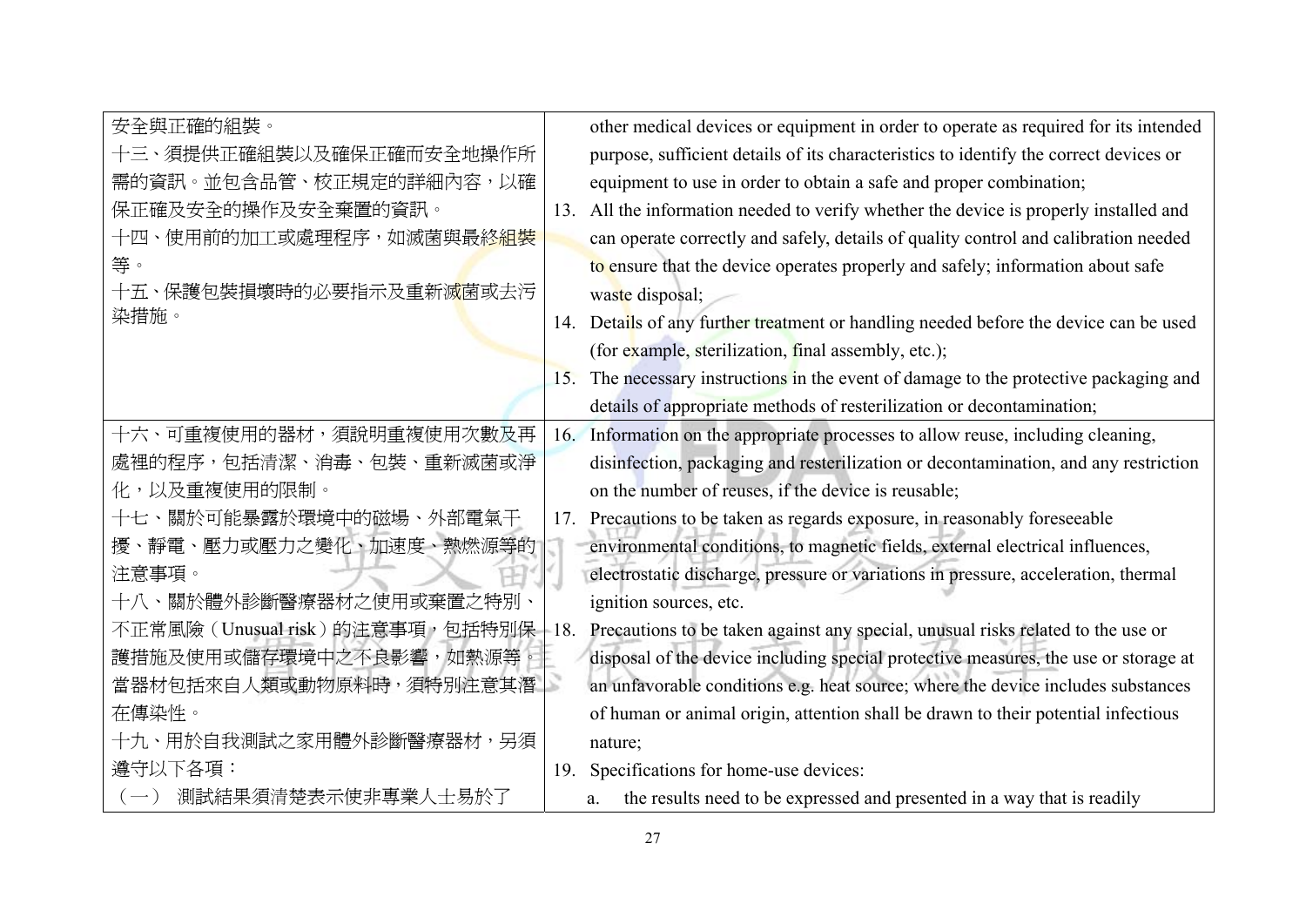| | |
|---|---|
| 安全與正確的組裝。<br>十三、須提供正確組裝以及確保正確而安全地操作所需的資訊。並包含品管、校正規定的詳細內容，以確保正確及安全的操作及安全棄置的資訊。<br>十四、使用前的加工或處理程序，如滅菌與最終組裝等。<br>十五、保護包裝損壞時的必要指示及重新滅菌或去污染措施。 | other medical devices or equipment in order to operate as required for its intended purpose, sufficient details of its characteristics to identify the correct devices or equipment to use in order to obtain a safe and proper combination;<br>13. All the information needed to verify whether the device is properly installed and can operate correctly and safely, details of quality control and calibration needed to ensure that the device operates properly and safely; information about safe waste disposal;<br>14. Details of any further treatment or handling needed before the device can be used (for example, sterilization, final assembly, etc.);<br>15. The necessary instructions in the event of damage to the protective packaging and details of appropriate methods of resterilization or decontamination; |
| 十六、可重複使用的器材，須說明重複使用次數及再處裡的程序，包括清潔、消毒、包裝、重新滅菌或淨化，以及重複使用的限制。<br>十七、關於可能暴露於環境中的磁場、外部電氣干擾、靜電、壓力或壓力之變化、加速度、熱燃源等的注意事項。<br>十八、關於體外診斷醫療器材之使用或棄置之特別、不正常風險（Unusual risk）的注意事項，包括特別保護措施及使用或儲存環境中之不良影響，如熱源等。當器材包括來自人類或動物原料時，須特別注意其潛在傳染性。<br>十九、用於自我測試之家用體外診斷醫療器材，另須遵守以下各項：<br>（一） 測試結果須清楚表示使非專業人士易於了 | 16. Information on the appropriate processes to allow reuse, including cleaning, disinfection, packaging and resterilization or decontamination, and any restriction on the number of reuses, if the device is reusable;<br>17. Precautions to be taken as regards exposure, in reasonably foreseeable environmental conditions, to magnetic fields, external electrical influences, electrostatic discharge, pressure or variations in pressure, acceleration, thermal ignition sources, etc.<br>18. Precautions to be taken against any special, unusual risks related to the use or disposal of the device including special protective measures, the use or storage at an unfavorable conditions e.g. heat source; where the device includes substances of human or animal origin, attention shall be drawn to their potential infectious nature;<br>19. Specifications for home-use devices:<br>a. the results need to be expressed and presented in a way that is readily |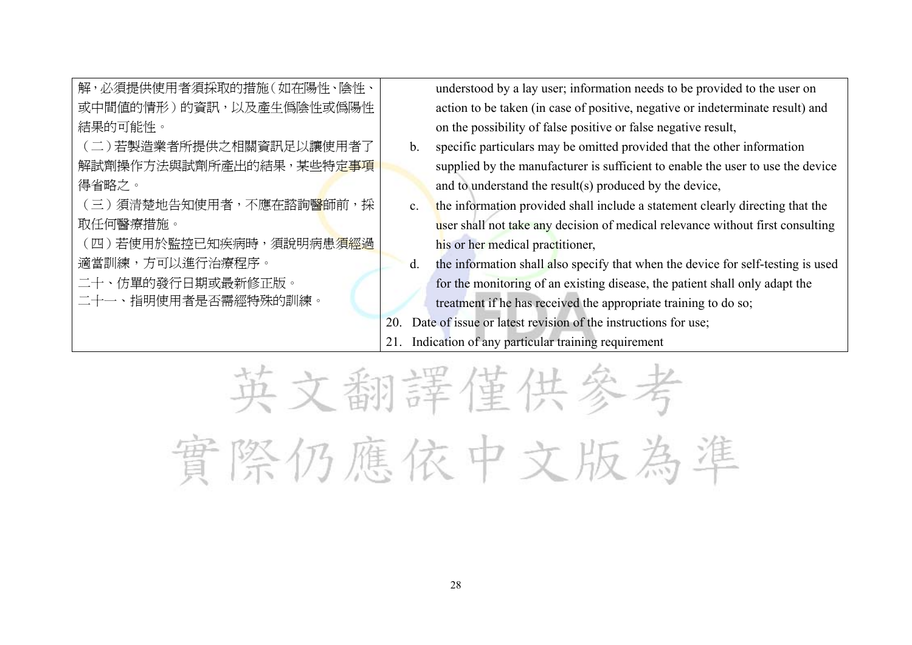| | |
|---|---|
| 解，必須提供使用者須採取的措施（如在陽性、陰性、或中間值的情形）的資訊，以及產生偽陰性或偽陽性結果的可能性。<br>（二）若製造業者所提供之相關資訊足以讓使用者了解試劑操作方法與試劑所產出的結果，某些特定事項得省略之。<br>（三）須清楚地告知使用者，不應在諮詢醫師前，採取任何醫療措施。<br>（四）若使用於監控已知疾病時，須說明病患須經過適當訓練，方可以進行治療程序。<br>二十、仿單的發行日期或最新修正版。<br>二十一、指明使用者是否需經特殊的訓練。 | understood by a lay user; information needs to be provided to the user on action to be taken (in case of positive, negative or indeterminate result) and on the possibility of false positive or false negative result,<br>b. specific particulars may be omitted provided that the other information supplied by the manufacturer is sufficient to enable the user to use the device and to understand the result(s) produced by the device,<br>c. the information provided shall include a statement clearly directing that the user shall not take any decision of medical relevance without first consulting his or her medical practitioner,<br>d. the information shall also specify that when the device for self-testing is used for the monitoring of an existing disease, the patient shall only adapt the treatment if he has received the appropriate training to do so;<br>20. Date of issue or latest revision of the instructions for use;<br>21. Indication of any particular training requirement |

英文翻譯僅供參考

實際仍應依中文版為準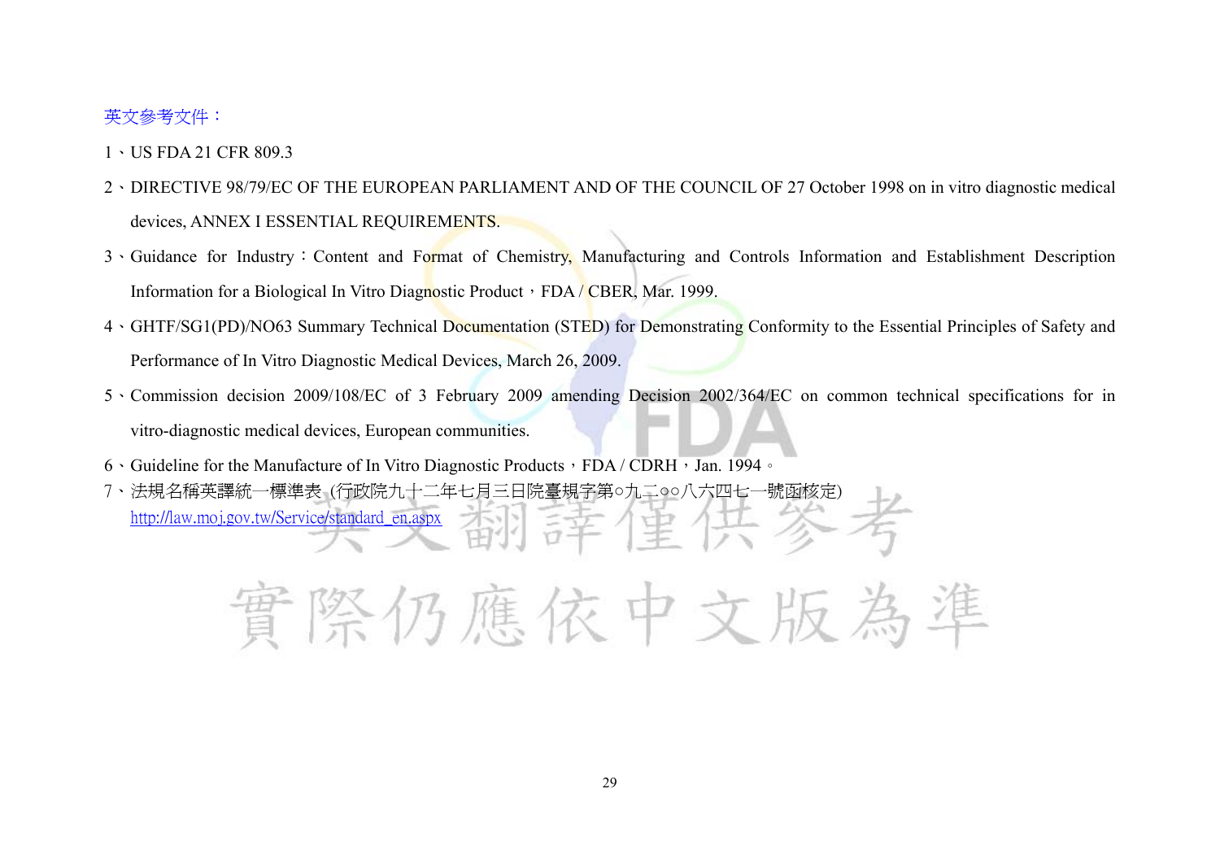英文參考文件：

1、US FDA 21 CFR 809.3

2、DIRECTIVE 98/79/EC OF THE EUROPEAN PARLIAMENT AND OF THE COUNCIL OF 27 October 1998 on in vitro diagnostic medical devices, ANNEX I ESSENTIAL REQUIREMENTS.

3、Guidance for Industry：Content and Format of Chemistry, Manufacturing and Controls Information and Establishment Description Information for a Biological In Vitro Diagnostic Product，FDA / CBER, Mar. 1999.

4、GHTF/SG1(PD)/NO63 Summary Technical Documentation (STED) for Demonstrating Conformity to the Essential Principles of Safety and Performance of In Vitro Diagnostic Medical Devices, March 26, 2009.

5、Commission decision 2009/108/EC of 3 February 2009 amending Decision 2002/364/EC on common technical specifications for in vitro-diagnostic medical devices, European communities.

6、Guideline for the Manufacture of In Vitro Diagnostic Products，FDA / CDRH，Jan. 1994。

7、法規名稱英譯統一標準表 (行政院九十二年七月三日院臺規字第○九二○○八六四七一號函核定)
http://law.moj.gov.tw/Service/standard_en.aspx

英文翻譯僅供參考

實際仍應依中文版為準